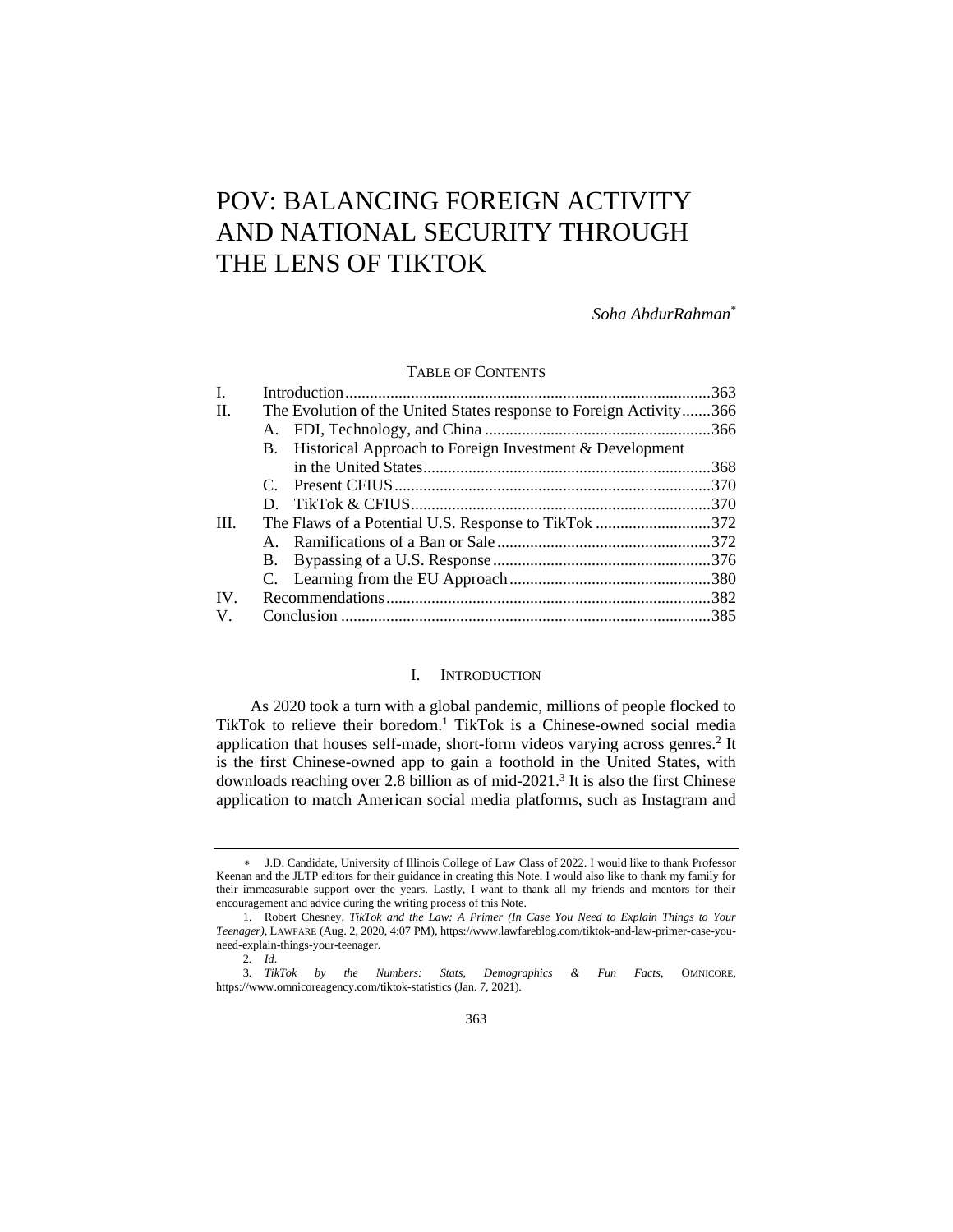# POV: BALANCING FOREIGN ACTIVITY AND NATIONAL SECURITY THROUGH THE LENS OF TIKTOK

*Soha AbdurRahman*[*]

TABLE OF CONTENTS

| | | |
|---|---|---|
| I. | Introduction | 363 |
| II. | The Evolution of the United States response to Foreign Activity | 366 |
| | A. FDI, Technology, and China | 366 |
| | B. Historical Approach to Foreign Investment & Development in the United States | 368 |
| | C. Present CFIUS | 370 |
| | D. TikTok & CFIUS | 370 |
| III. | The Flaws of a Potential U.S. Response to TikTok | 372 |
| | A. Ramifications of a Ban or Sale | 372 |
| | B. Bypassing of a U.S. Response | 376 |
| | C. Learning from the EU Approach | 380 |
| IV. | Recommendations | 382 |
| V. | Conclusion | 385 |

## I. INTRODUCTION

As 2020 took a turn with a global pandemic, millions of people flocked to TikTok to relieve their boredom.[1] TikTok is a Chinese-owned social media application that houses self-made, short-form videos varying across genres.[2] It is the first Chinese-owned app to gain a foothold in the United States, with downloads reaching over 2.8 billion as of mid-2021.[3] It is also the first Chinese application to match American social media platforms, such as Instagram and

---

\* J.D. Candidate, University of Illinois College of Law Class of 2022. I would like to thank Professor Keenan and the JLTP editors for their guidance in creating this Note. I would also like to thank my family for their immeasurable support over the years. Lastly, I want to thank all my friends and mentors for their encouragement and advice during the writing process of this Note.

1. Robert Chesney, *TikTok and the Law: A Primer (In Case You Need to Explain Things to Your Teenager)*, LAWFARE (Aug. 2, 2020, 4:07 PM), https://www.lawfareblog.com/tiktok-and-law-primer-case-you-need-explain-things-your-teenager.

2. *Id*.

3. *TikTok by the Numbers: Stats, Demographics & Fun Facts*, OMNICORE, https://www.omnicoreagency.com/tiktok-statistics (Jan. 7, 2021).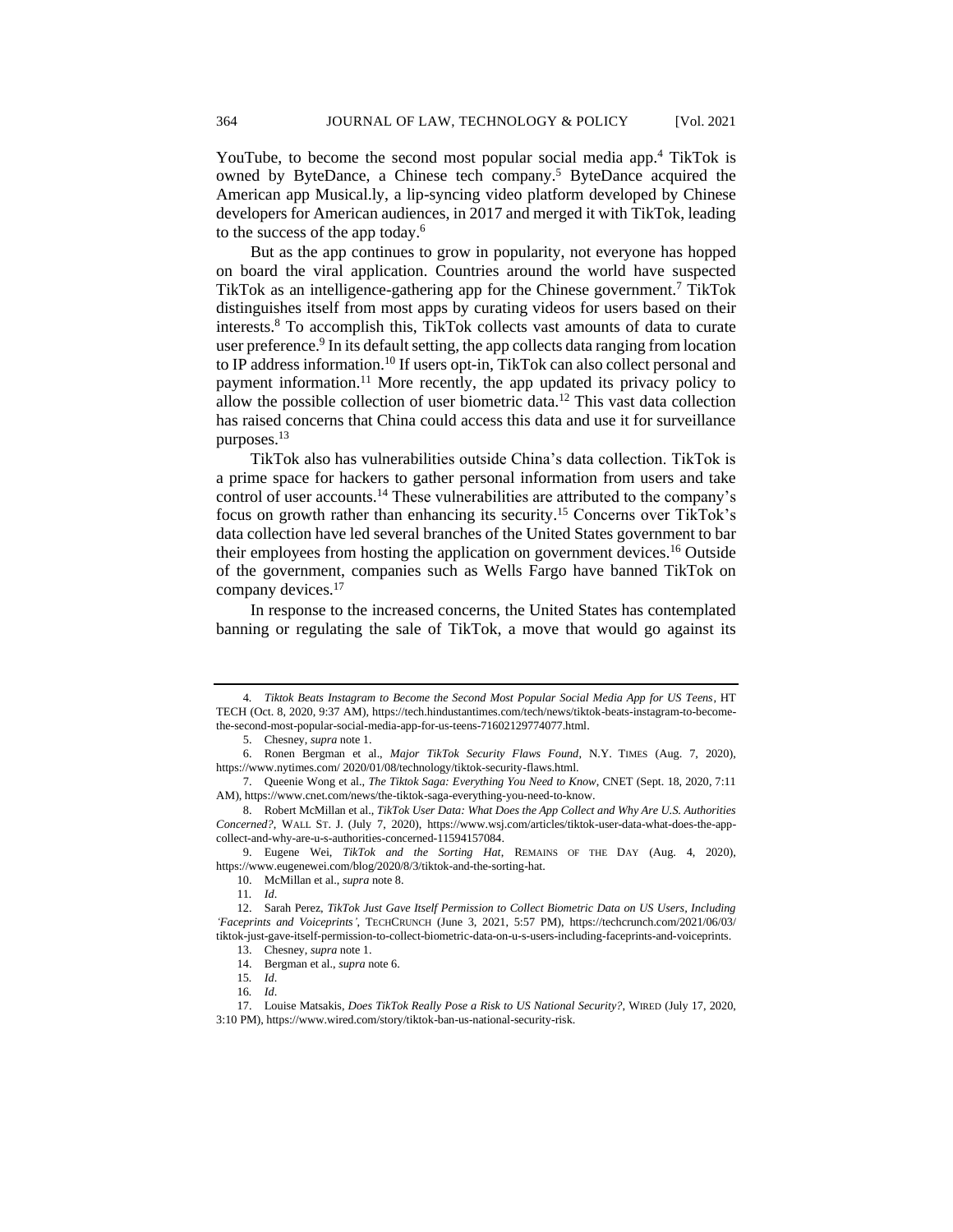YouTube, to become the second most popular social media app.[4] TikTok is owned by ByteDance, a Chinese tech company.[5] ByteDance acquired the American app Musical.ly, a lip-syncing video platform developed by Chinese developers for American audiences, in 2017 and merged it with TikTok, leading to the success of the app today.[6]

But as the app continues to grow in popularity, not everyone has hopped on board the viral application. Countries around the world have suspected TikTok as an intelligence-gathering app for the Chinese government.[7] TikTok distinguishes itself from most apps by curating videos for users based on their interests.[8] To accomplish this, TikTok collects vast amounts of data to curate user preference.[9] In its default setting, the app collects data ranging from location to IP address information.[10] If users opt-in, TikTok can also collect personal and payment information.[11] More recently, the app updated its privacy policy to allow the possible collection of user biometric data.[12] This vast data collection has raised concerns that China could access this data and use it for surveillance purposes.[13]

TikTok also has vulnerabilities outside China's data collection. TikTok is a prime space for hackers to gather personal information from users and take control of user accounts.[14] These vulnerabilities are attributed to the company's focus on growth rather than enhancing its security.[15] Concerns over TikTok's data collection have led several branches of the United States government to bar their employees from hosting the application on government devices.[16] Outside of the government, companies such as Wells Fargo have banned TikTok on company devices.[17]

In response to the increased concerns, the United States has contemplated banning or regulating the sale of TikTok, a move that would go against its

---

4. *Tiktok Beats Instagram to Become the Second Most Popular Social Media App for US Teens*, HT TECH (Oct. 8, 2020, 9:37 AM), https://tech.hindustantimes.com/tech/news/tiktok-beats-instagram-to-become-the-second-most-popular-social-media-app-for-us-teens-71602129774077.html.

5. Chesney, *supra* note 1.

6. Ronen Bergman et al., *Major TikTok Security Flaws Found*, N.Y. TIMES (Aug. 7, 2020), https://www.nytimes.com/ 2020/01/08/technology/tiktok-security-flaws.html.

7. Queenie Wong et al., *The Tiktok Saga: Everything You Need to Know*, CNET (Sept. 18, 2020, 7:11 AM), https://www.cnet.com/news/the-tiktok-saga-everything-you-need-to-know.

8. Robert McMillan et al., *TikTok User Data: What Does the App Collect and Why Are U.S. Authorities Concerned?*, WALL ST. J. (July 7, 2020), https://www.wsj.com/articles/tiktok-user-data-what-does-the-app-collect-and-why-are-u-s-authorities-concerned-11594157084.

9. Eugene Wei, *TikTok and the Sorting Hat*, REMAINS OF THE DAY (Aug. 4, 2020), https://www.eugenewei.com/blog/2020/8/3/tiktok-and-the-sorting-hat.

10. McMillan et al., *supra* note 8.

11. *Id*.

12. Sarah Perez, *TikTok Just Gave Itself Permission to Collect Biometric Data on US Users, Including 'Faceprints and Voiceprints'*, TECHCRUNCH (June 3, 2021, 5:57 PM), https://techcrunch.com/2021/06/03/ tiktok-just-gave-itself-permission-to-collect-biometric-data-on-u-s-users-including-faceprints-and-voiceprints.

13. Chesney, *supra* note 1.

14. Bergman et al., *supra* note 6.

15. *Id*.

16. *Id*.

17. Louise Matsakis, *Does TikTok Really Pose a Risk to US National Security?*, WIRED (July 17, 2020, 3:10 PM), https://www.wired.com/story/tiktok-ban-us-national-security-risk.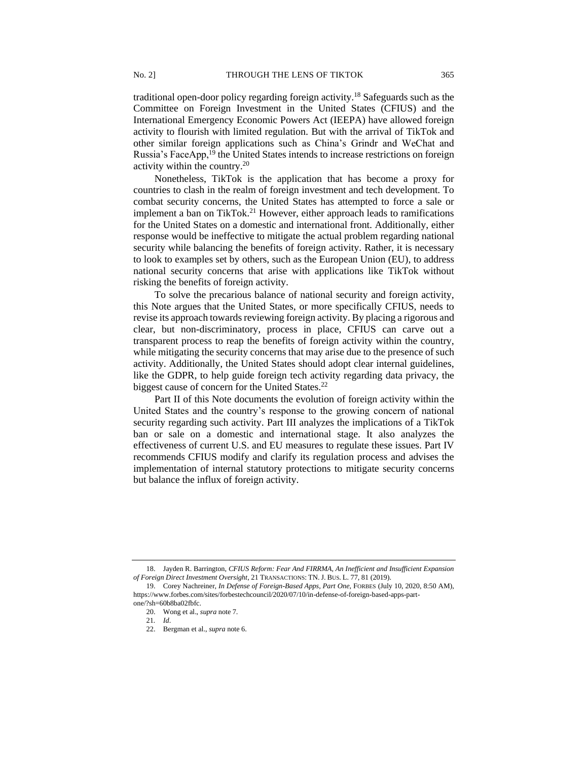traditional open-door policy regarding foreign activity.[18] Safeguards such as the Committee on Foreign Investment in the United States (CFIUS) and the International Emergency Economic Powers Act (IEEPA) have allowed foreign activity to flourish with limited regulation. But with the arrival of TikTok and other similar foreign applications such as China's Grindr and WeChat and Russia's FaceApp,[19] the United States intends to increase restrictions on foreign activity within the country.[20]

Nonetheless, TikTok is the application that has become a proxy for countries to clash in the realm of foreign investment and tech development. To combat security concerns, the United States has attempted to force a sale or implement a ban on TikTok.[21] However, either approach leads to ramifications for the United States on a domestic and international front. Additionally, either response would be ineffective to mitigate the actual problem regarding national security while balancing the benefits of foreign activity. Rather, it is necessary to look to examples set by others, such as the European Union (EU), to address national security concerns that arise with applications like TikTok without risking the benefits of foreign activity.

To solve the precarious balance of national security and foreign activity, this Note argues that the United States, or more specifically CFIUS, needs to revise its approach towards reviewing foreign activity. By placing a rigorous and clear, but non-discriminatory, process in place, CFIUS can carve out a transparent process to reap the benefits of foreign activity within the country, while mitigating the security concerns that may arise due to the presence of such activity. Additionally, the United States should adopt clear internal guidelines, like the GDPR, to help guide foreign tech activity regarding data privacy, the biggest cause of concern for the United States.[22]

Part II of this Note documents the evolution of foreign activity within the United States and the country's response to the growing concern of national security regarding such activity. Part III analyzes the implications of a TikTok ban or sale on a domestic and international stage. It also analyzes the effectiveness of current U.S. and EU measures to regulate these issues. Part IV recommends CFIUS modify and clarify its regulation process and advises the implementation of internal statutory protections to mitigate security concerns but balance the influx of foreign activity.

---

18. Jayden R. Barrington, *CFIUS Reform: Fear And FIRRMA, An Inefficient and Insufficient Expansion of Foreign Direct Investment Oversight*, 21 TRANSACTIONS: TN. J. BUS. L. 77, 81 (2019).

19. Corey Nachreiner, *In Defense of Foreign-Based Apps, Part One*, FORBES (July 10, 2020, 8:50 AM), https://www.forbes.com/sites/forbestechcouncil/2020/07/10/in-defense-of-foreign-based-apps-part-one/?sh=60b8ba02fbfc.

20. Wong et al., *supra* note 7.

21. *Id*.

22. Bergman et al., *supra* note 6.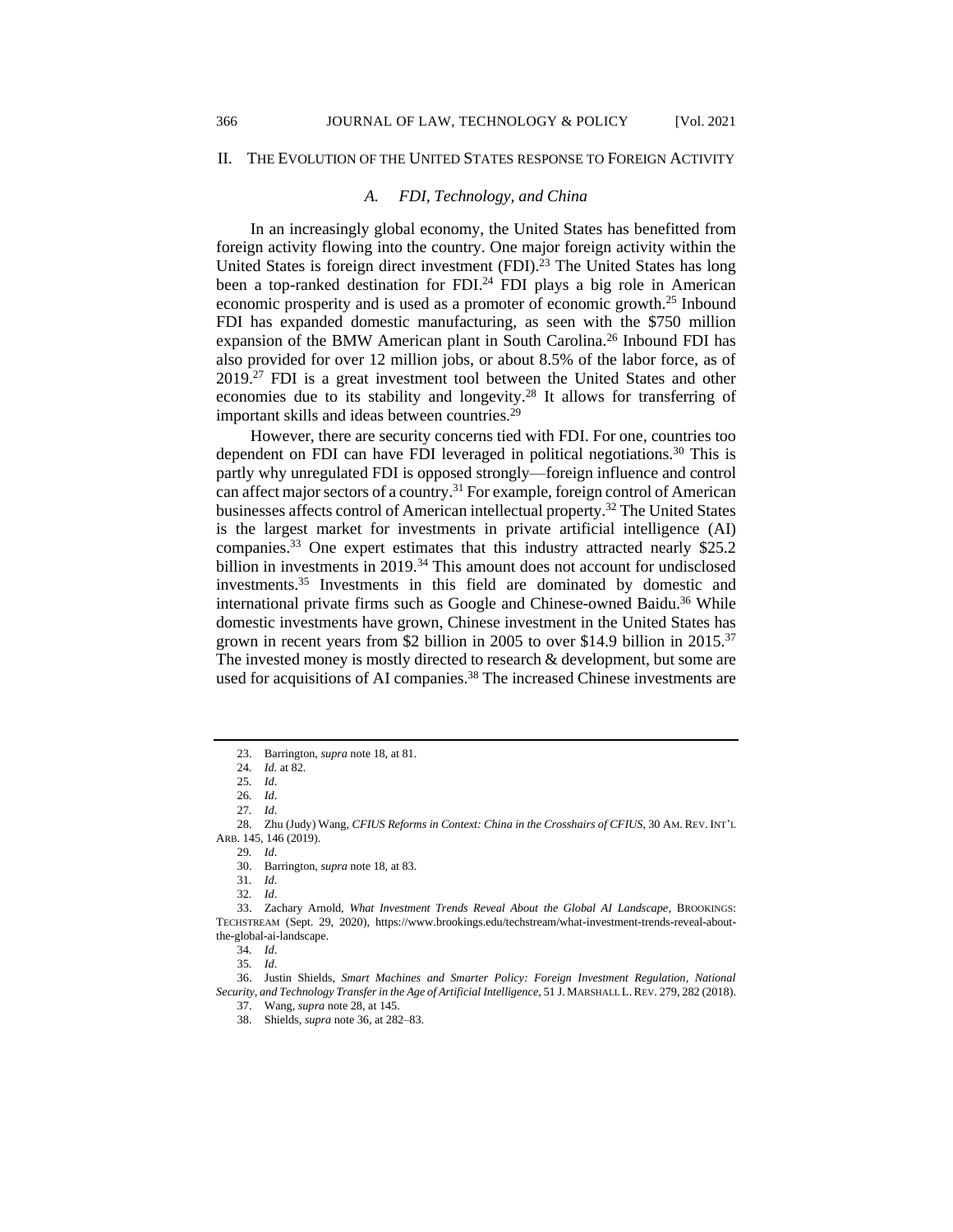## II. THE EVOLUTION OF THE UNITED STATES RESPONSE TO FOREIGN ACTIVITY

### *A. FDI, Technology, and China*

In an increasingly global economy, the United States has benefitted from foreign activity flowing into the country. One major foreign activity within the United States is foreign direct investment (FDI).[23] The United States has long been a top-ranked destination for FDI.[24] FDI plays a big role in American economic prosperity and is used as a promoter of economic growth.[25] Inbound FDI has expanded domestic manufacturing, as seen with the $750 million expansion of the BMW American plant in South Carolina.[26] Inbound FDI has also provided for over 12 million jobs, or about 8.5% of the labor force, as of 2019.[27] FDI is a great investment tool between the United States and other economies due to its stability and longevity.[28] It allows for transferring of important skills and ideas between countries.[29]

However, there are security concerns tied with FDI. For one, countries too dependent on FDI can have FDI leveraged in political negotiations.[30] This is partly why unregulated FDI is opposed strongly—foreign influence and control can affect major sectors of a country.[31] For example, foreign control of American businesses affects control of American intellectual property.[32] The United States is the largest market for investments in private artificial intelligence (AI) companies.[33] One expert estimates that this industry attracted nearly $25.2 billion in investments in 2019.[34] This amount does not account for undisclosed investments.[35] Investments in this field are dominated by domestic and international private firms such as Google and Chinese-owned Baidu.[36] While domestic investments have grown, Chinese investment in the United States has grown in recent years from $2 billion in 2005 to over $14.9 billion in 2015.[37] The invested money is mostly directed to research & development, but some are used for acquisitions of AI companies.[38] The increased Chinese investments are

---

23. Barrington, *supra* note 18, at 81.
24. *Id.* at 82.
25. *Id*.
26. *Id*.
27. *Id*.
28. Zhu (Judy) Wang, *CFIUS Reforms in Context: China in the Crosshairs of CFIUS*, 30 AM. REV. INT'L ARB. 145, 146 (2019).
29. *Id*.
30. Barrington, *supra* note 18, at 83.
31. *Id*.
32. *Id*.
33. Zachary Arnold, *What Investment Trends Reveal About the Global AI Landscape*, BROOKINGS: TECHSTREAM (Sept. 29, 2020), https://www.brookings.edu/techstream/what-investment-trends-reveal-about-the-global-ai-landscape.
34. *Id*.
35. *Id*.
36. Justin Shields, *Smart Machines and Smarter Policy: Foreign Investment Regulation, National Security, and Technology Transfer in the Age of Artificial Intelligence*, 51 J. MARSHALL L. REV. 279, 282 (2018).
37. Wang, *supra* note 28, at 145.
38. Shields, *supra* note 36, at 282–83.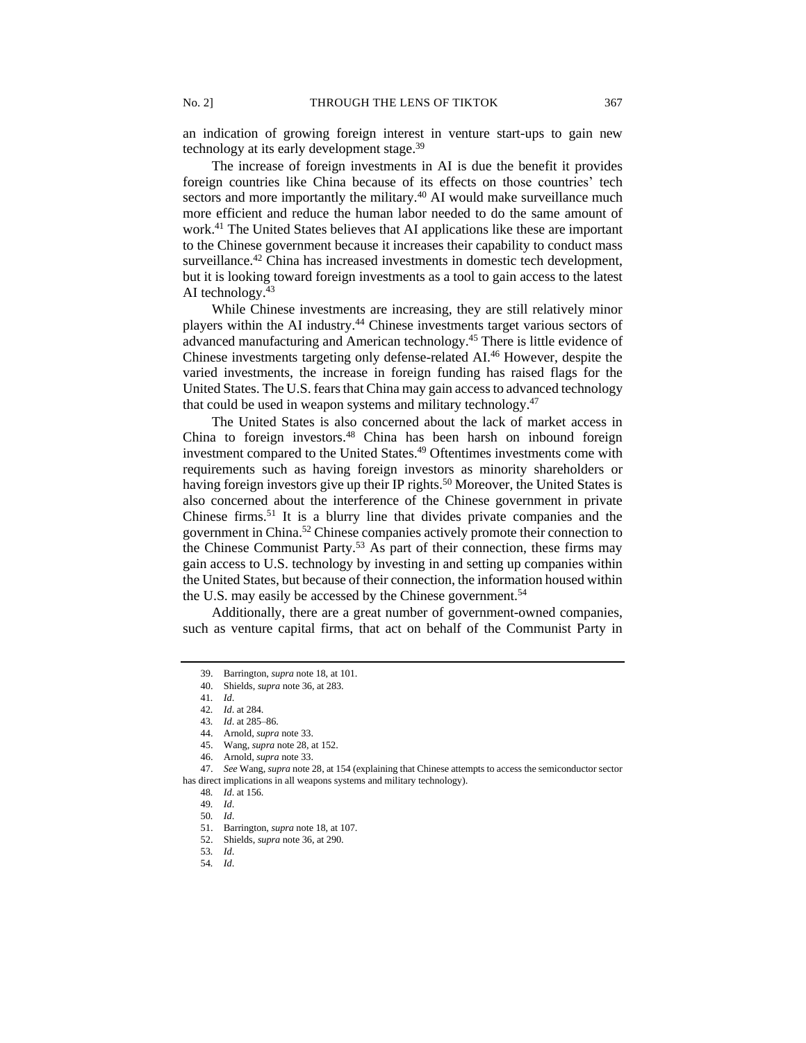an indication of growing foreign interest in venture start-ups to gain new technology at its early development stage.[39]

The increase of foreign investments in AI is due the benefit it provides foreign countries like China because of its effects on those countries' tech sectors and more importantly the military.[40] AI would make surveillance much more efficient and reduce the human labor needed to do the same amount of work.[41] The United States believes that AI applications like these are important to the Chinese government because it increases their capability to conduct mass surveillance.[42] China has increased investments in domestic tech development, but it is looking toward foreign investments as a tool to gain access to the latest AI technology.[43]

While Chinese investments are increasing, they are still relatively minor players within the AI industry.[44] Chinese investments target various sectors of advanced manufacturing and American technology.[45] There is little evidence of Chinese investments targeting only defense-related AI.[46] However, despite the varied investments, the increase in foreign funding has raised flags for the United States. The U.S. fears that China may gain access to advanced technology that could be used in weapon systems and military technology.[47]

The United States is also concerned about the lack of market access in China to foreign investors.[48] China has been harsh on inbound foreign investment compared to the United States.[49] Oftentimes investments come with requirements such as having foreign investors as minority shareholders or having foreign investors give up their IP rights.[50] Moreover, the United States is also concerned about the interference of the Chinese government in private Chinese firms.[51] It is a blurry line that divides private companies and the government in China.[52] Chinese companies actively promote their connection to the Chinese Communist Party.[53] As part of their connection, these firms may gain access to U.S. technology by investing in and setting up companies within the United States, but because of their connection, the information housed within the U.S. may easily be accessed by the Chinese government.[54]

Additionally, there are a great number of government-owned companies, such as venture capital firms, that act on behalf of the Communist Party in

---

39. Barrington, *supra* note 18, at 101.
40. Shields, *supra* note 36, at 283.
41. *Id*.
42. *Id*. at 284.
43. *Id*. at 285–86.
44. Arnold, *supra* note 33.
45. Wang, *supra* note 28, at 152.
46. Arnold, *supra* note 33.
47. *See* Wang, *supra* note 28, at 154 (explaining that Chinese attempts to access the semiconductor sector has direct implications in all weapons systems and military technology).
48. *Id*. at 156.
49. *Id*.
50. *Id*.
51. Barrington, *supra* note 18, at 107.
52. Shields, *supra* note 36, at 290.
53. *Id*.
54. *Id*.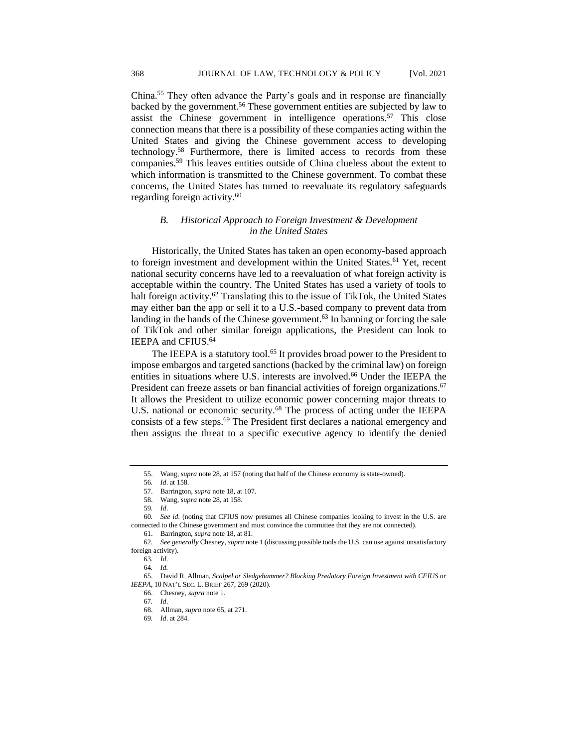China.[55] They often advance the Party's goals and in response are financially backed by the government.[56] These government entities are subjected by law to assist the Chinese government in intelligence operations.[57] This close connection means that there is a possibility of these companies acting within the United States and giving the Chinese government access to developing technology.[58] Furthermore, there is limited access to records from these companies.[59] This leaves entities outside of China clueless about the extent to which information is transmitted to the Chinese government. To combat these concerns, the United States has turned to reevaluate its regulatory safeguards regarding foreign activity.[60]

### *B. Historical Approach to Foreign Investment & Development in the United States*

Historically, the United States has taken an open economy-based approach to foreign investment and development within the United States.[61] Yet, recent national security concerns have led to a reevaluation of what foreign activity is acceptable within the country. The United States has used a variety of tools to halt foreign activity.[62] Translating this to the issue of TikTok, the United States may either ban the app or sell it to a U.S.-based company to prevent data from landing in the hands of the Chinese government.[63] In banning or forcing the sale of TikTok and other similar foreign applications, the President can look to IEEPA and CFIUS.[64]

The IEEPA is a statutory tool.[65] It provides broad power to the President to impose embargos and targeted sanctions (backed by the criminal law) on foreign entities in situations where U.S. interests are involved.[66] Under the IEEPA the President can freeze assets or ban financial activities of foreign organizations.[67] It allows the President to utilize economic power concerning major threats to U.S. national or economic security.[68] The process of acting under the IEEPA consists of a few steps.[69] The President first declares a national emergency and then assigns the threat to a specific executive agency to identify the denied

---

55. Wang, *supra* note 28, at 157 (noting that half of the Chinese economy is state-owned).

56. *Id*. at 158.

57. Barrington, *supra* note 18, at 107.

58. Wang, *supra* note 28, at 158.

59. *Id*.

60. *See id*. (noting that CFIUS now presumes all Chinese companies looking to invest in the U.S. are connected to the Chinese government and must convince the committee that they are not connected).

61. Barrington, *supra* note 18, at 81.

62. *See generally* Chesney, *supra* note 1 (discussing possible tools the U.S. can use against unsatisfactory foreign activity).

63. *Id*.

64. *Id.*

65. David R. Allman, *Scalpel or Sledgehammer? Blocking Predatory Foreign Investment with CFIUS or IEEPA*, 10 NAT'L SEC. L. BRIEF 267, 269 (2020).

66. Chesney, *supra* note 1.

67. *Id*.

68. Allman, *supra* note 65, at 271.

69. *Id*. at 284.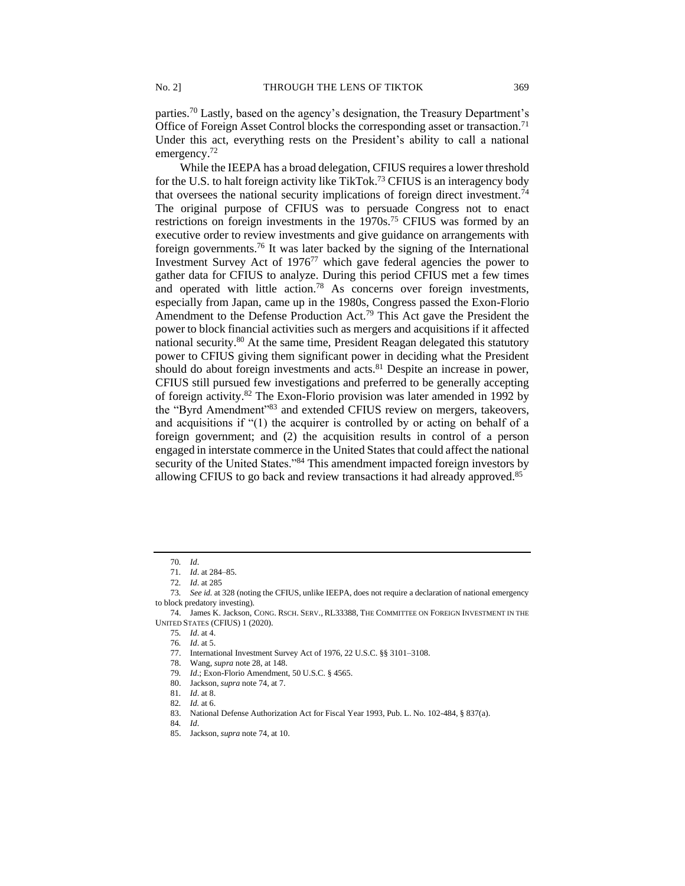parties.[70] Lastly, based on the agency's designation, the Treasury Department's Office of Foreign Asset Control blocks the corresponding asset or transaction.[71] Under this act, everything rests on the President's ability to call a national emergency.[72]

While the IEEPA has a broad delegation, CFIUS requires a lower threshold for the U.S. to halt foreign activity like TikTok.[73] CFIUS is an interagency body that oversees the national security implications of foreign direct investment.[74] The original purpose of CFIUS was to persuade Congress not to enact restrictions on foreign investments in the 1970s.[75] CFIUS was formed by an executive order to review investments and give guidance on arrangements with foreign governments.[76] It was later backed by the signing of the International Investment Survey Act of 1976[77] which gave federal agencies the power to gather data for CFIUS to analyze. During this period CFIUS met a few times and operated with little action.[78] As concerns over foreign investments, especially from Japan, came up in the 1980s, Congress passed the Exon-Florio Amendment to the Defense Production Act.[79] This Act gave the President the power to block financial activities such as mergers and acquisitions if it affected national security.[80] At the same time, President Reagan delegated this statutory power to CFIUS giving them significant power in deciding what the President should do about foreign investments and acts.[81] Despite an increase in power, CFIUS still pursued few investigations and preferred to be generally accepting of foreign activity.[82] The Exon-Florio provision was later amended in 1992 by the "Byrd Amendment"[83] and extended CFIUS review on mergers, takeovers, and acquisitions if "(1) the acquirer is controlled by or acting on behalf of a foreign government; and (2) the acquisition results in control of a person engaged in interstate commerce in the United States that could affect the national security of the United States."[84] This amendment impacted foreign investors by allowing CFIUS to go back and review transactions it had already approved.[85]

---

70. *Id*.

71. *Id*. at 284–85.

72. *Id*. at 285

73. *See id.* at 328 (noting the CFIUS, unlike IEEPA, does not require a declaration of national emergency to block predatory investing).

74. James K. Jackson, CONG. RSCH. SERV., RL33388, THE COMMITTEE ON FOREIGN INVESTMENT IN THE UNITED STATES (CFIUS) 1 (2020).

75. *Id*. at 4.

76. *Id*. at 5.

77. International Investment Survey Act of 1976, 22 U.S.C. §§ 3101–3108.

78. Wang, *supra* note 28, at 148.

79. *Id*.; Exon-Florio Amendment, 50 U.S.C. § 4565.

80. Jackson, *supra* note 74, at 7.

81. *Id*. at 8.

82. *Id.* at 6.

83. National Defense Authorization Act for Fiscal Year 1993, Pub. L. No. 102-484, § 837(a).

84. *Id*.

85. Jackson, *supra* note 74, at 10.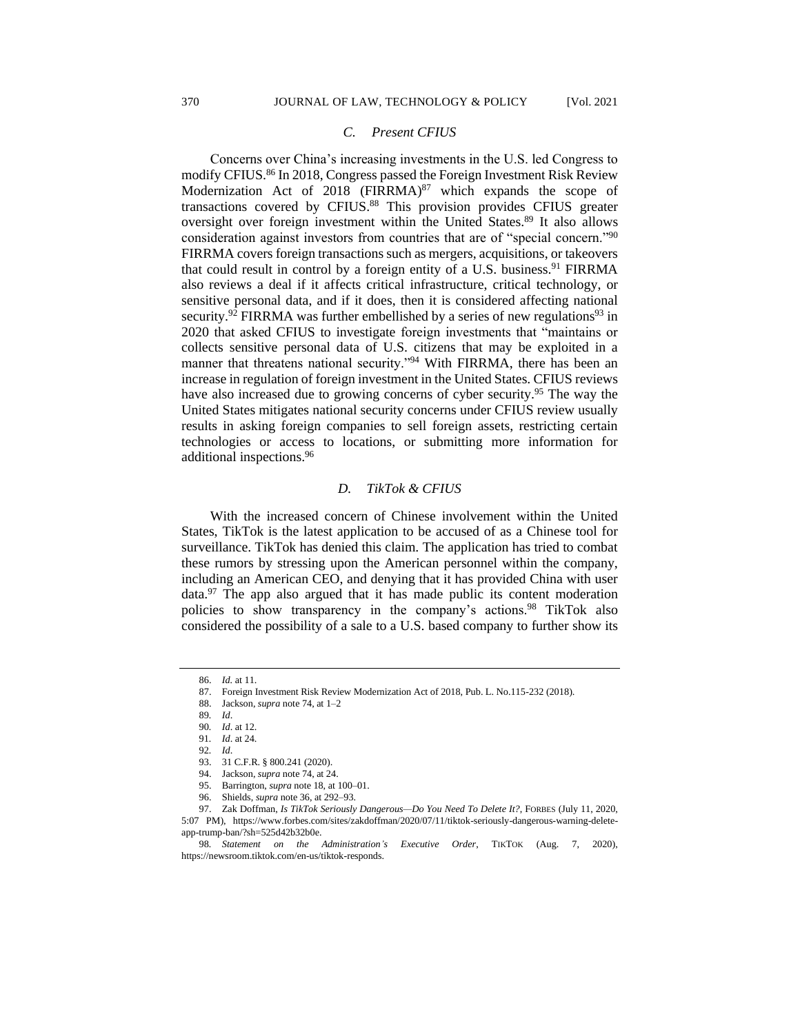### *C. Present CFIUS*

Concerns over China's increasing investments in the U.S. led Congress to modify CFIUS.[86] In 2018, Congress passed the Foreign Investment Risk Review Modernization Act of 2018 (FIRRMA)[87] which expands the scope of transactions covered by CFIUS.[88] This provision provides CFIUS greater oversight over foreign investment within the United States.[89] It also allows consideration against investors from countries that are of "special concern."[90] FIRRMA covers foreign transactions such as mergers, acquisitions, or takeovers that could result in control by a foreign entity of a U.S. business.[91] FIRRMA also reviews a deal if it affects critical infrastructure, critical technology, or sensitive personal data, and if it does, then it is considered affecting national security.[92] FIRRMA was further embellished by a series of new regulations[93] in 2020 that asked CFIUS to investigate foreign investments that "maintains or collects sensitive personal data of U.S. citizens that may be exploited in a manner that threatens national security."[94] With FIRRMA, there has been an increase in regulation of foreign investment in the United States. CFIUS reviews have also increased due to growing concerns of cyber security.[95] The way the United States mitigates national security concerns under CFIUS review usually results in asking foreign companies to sell foreign assets, restricting certain technologies or access to locations, or submitting more information for additional inspections.[96]

### *D. TikTok & CFIUS*

With the increased concern of Chinese involvement within the United States, TikTok is the latest application to be accused of as a Chinese tool for surveillance. TikTok has denied this claim. The application has tried to combat these rumors by stressing upon the American personnel within the company, including an American CEO, and denying that it has provided China with user data.[97] The app also argued that it has made public its content moderation policies to show transparency in the company's actions.[98] TikTok also considered the possibility of a sale to a U.S. based company to further show its

---

86. *Id.* at 11.

87. Foreign Investment Risk Review Modernization Act of 2018, Pub. L. No.115-232 (2018).

88. Jackson, *supra* note 74, at 1–2

89. *Id*.

90. *Id*. at 12.

91. *Id*. at 24.

92. *Id*.

93. 31 C.F.R. § 800.241 (2020).

94. Jackson, *supra* note 74, at 24.

95. Barrington, *supra* note 18, at 100–01.

96. Shields, *supra* note 36, at 292–93.

97. Zak Doffman, *Is TikTok Seriously Dangerous—Do You Need To Delete It?*, FORBES (July 11, 2020, 5:07 PM), https://www.forbes.com/sites/zakdoffman/2020/07/11/tiktok-seriously-dangerous-warning-delete-app-trump-ban/?sh=525d42b32b0e.

98. *Statement on the Administration's Executive Order*, TIKTOK (Aug. 7, 2020), https://newsroom.tiktok.com/en-us/tiktok-responds.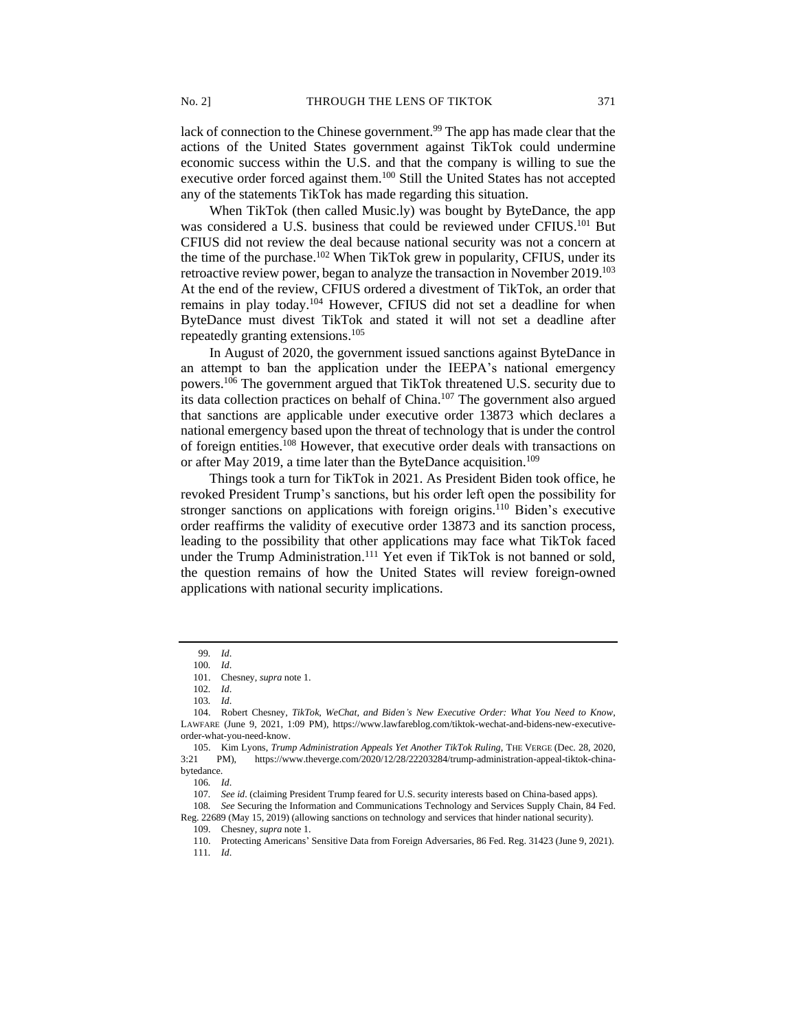lack of connection to the Chinese government.[99] The app has made clear that the actions of the United States government against TikTok could undermine economic success within the U.S. and that the company is willing to sue the executive order forced against them.[100] Still the United States has not accepted any of the statements TikTok has made regarding this situation.

When TikTok (then called Music.ly) was bought by ByteDance, the app was considered a U.S. business that could be reviewed under CFIUS.[101] But CFIUS did not review the deal because national security was not a concern at the time of the purchase.[102] When TikTok grew in popularity, CFIUS, under its retroactive review power, began to analyze the transaction in November 2019.[103] At the end of the review, CFIUS ordered a divestment of TikTok, an order that remains in play today.[104] However, CFIUS did not set a deadline for when ByteDance must divest TikTok and stated it will not set a deadline after repeatedly granting extensions.[105]

In August of 2020, the government issued sanctions against ByteDance in an attempt to ban the application under the IEEPA's national emergency powers.[106] The government argued that TikTok threatened U.S. security due to its data collection practices on behalf of China.[107] The government also argued that sanctions are applicable under executive order 13873 which declares a national emergency based upon the threat of technology that is under the control of foreign entities.[108] However, that executive order deals with transactions on or after May 2019, a time later than the ByteDance acquisition.[109]

Things took a turn for TikTok in 2021. As President Biden took office, he revoked President Trump's sanctions, but his order left open the possibility for stronger sanctions on applications with foreign origins.[110] Biden's executive order reaffirms the validity of executive order 13873 and its sanction process, leading to the possibility that other applications may face what TikTok faced under the Trump Administration.[111] Yet even if TikTok is not banned or sold, the question remains of how the United States will review foreign-owned applications with national security implications.

---

99. *Id*.

100. *Id*.

101. Chesney, *supra* note 1.

102. *Id*.

103. *Id*.

104. Robert Chesney, *TikTok, WeChat, and Biden's New Executive Order: What You Need to Know*, LAWFARE (June 9, 2021, 1:09 PM), https://www.lawfareblog.com/tiktok-wechat-and-bidens-new-executive-order-what-you-need-know.

105. Kim Lyons, *Trump Administration Appeals Yet Another TikTok Ruling*, THE VERGE (Dec. 28, 2020, 3:21 PM), https://www.theverge.com/2020/12/28/22203284/trump-administration-appeal-tiktok-china-bytedance.

106. *Id*.

107. *See id*. (claiming President Trump feared for U.S. security interests based on China-based apps).

108. *See* Securing the Information and Communications Technology and Services Supply Chain, 84 Fed. Reg. 22689 (May 15, 2019) (allowing sanctions on technology and services that hinder national security).

109. Chesney, *supra* note 1.

110. Protecting Americans' Sensitive Data from Foreign Adversaries, 86 Fed. Reg. 31423 (June 9, 2021).

111. *Id*.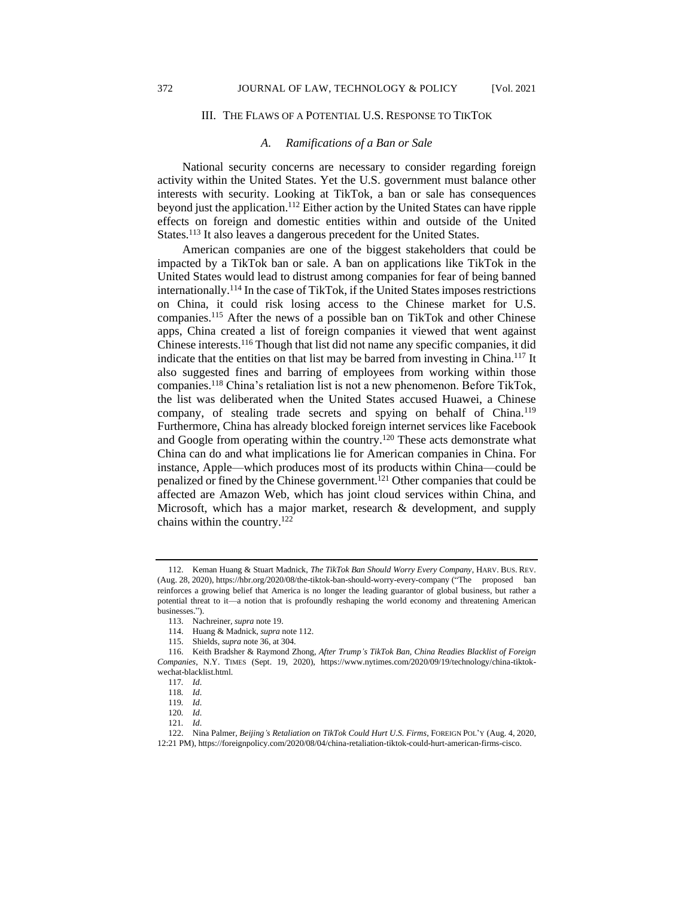## III. THE FLAWS OF A POTENTIAL U.S. RESPONSE TO TIKTOK

### *A. Ramifications of a Ban or Sale*

National security concerns are necessary to consider regarding foreign activity within the United States. Yet the U.S. government must balance other interests with security. Looking at TikTok, a ban or sale has consequences beyond just the application.[112] Either action by the United States can have ripple effects on foreign and domestic entities within and outside of the United States.[113] It also leaves a dangerous precedent for the United States.

American companies are one of the biggest stakeholders that could be impacted by a TikTok ban or sale. A ban on applications like TikTok in the United States would lead to distrust among companies for fear of being banned internationally.[114] In the case of TikTok, if the United States imposes restrictions on China, it could risk losing access to the Chinese market for U.S. companies.[115] After the news of a possible ban on TikTok and other Chinese apps, China created a list of foreign companies it viewed that went against Chinese interests.[116] Though that list did not name any specific companies, it did indicate that the entities on that list may be barred from investing in China.[117] It also suggested fines and barring of employees from working within those companies.[118] China's retaliation list is not a new phenomenon. Before TikTok, the list was deliberated when the United States accused Huawei, a Chinese company, of stealing trade secrets and spying on behalf of China.[119] Furthermore, China has already blocked foreign internet services like Facebook and Google from operating within the country.[120] These acts demonstrate what China can do and what implications lie for American companies in China. For instance, Apple—which produces most of its products within China—could be penalized or fined by the Chinese government.[121] Other companies that could be affected are Amazon Web, which has joint cloud services within China, and Microsoft, which has a major market, research & development, and supply chains within the country.[122]

---

112. Keman Huang & Stuart Madnick, *The TikTok Ban Should Worry Every Company*, HARV. BUS. REV. (Aug. 28, 2020), https://hbr.org/2020/08/the-tiktok-ban-should-worry-every-company ("The proposed ban reinforces a growing belief that America is no longer the leading guarantor of global business, but rather a potential threat to it—a notion that is profoundly reshaping the world economy and threatening American businesses.").

113. Nachreiner, *supra* note 19.

114. Huang & Madnick, *supra* note 112.

115. Shields, *supra* note 36, at 304.

116. Keith Bradsher & Raymond Zhong, *After Trump's TikTok Ban, China Readies Blacklist of Foreign Companies*, N.Y. TIMES (Sept. 19, 2020), https://www.nytimes.com/2020/09/19/technology/china-tiktok-wechat-blacklist.html.

117. *Id*.

118. *Id*.

119. *Id*.

120. *Id*.

121. *Id*.

122. Nina Palmer, *Beijing's Retaliation on TikTok Could Hurt U.S. Firms*, FOREIGN POL'Y (Aug. 4, 2020, 12:21 PM), https://foreignpolicy.com/2020/08/04/china-retaliation-tiktok-could-hurt-american-firms-cisco.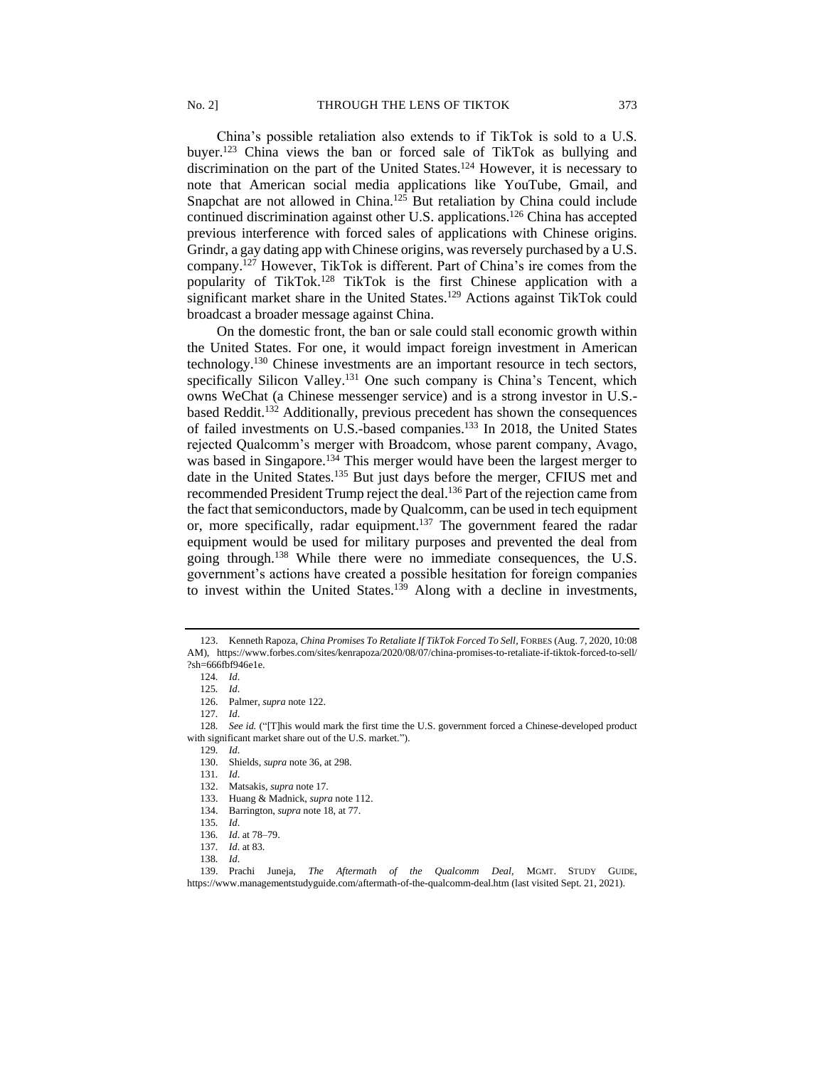China's possible retaliation also extends to if TikTok is sold to a U.S. buyer.[123] China views the ban or forced sale of TikTok as bullying and discrimination on the part of the United States.[124] However, it is necessary to note that American social media applications like YouTube, Gmail, and Snapchat are not allowed in China.[125] But retaliation by China could include continued discrimination against other U.S. applications.[126] China has accepted previous interference with forced sales of applications with Chinese origins. Grindr, a gay dating app with Chinese origins, was reversely purchased by a U.S. company.[127] However, TikTok is different. Part of China's ire comes from the popularity of TikTok.[128] TikTok is the first Chinese application with a significant market share in the United States.[129] Actions against TikTok could broadcast a broader message against China.

On the domestic front, the ban or sale could stall economic growth within the United States. For one, it would impact foreign investment in American technology.[130] Chinese investments are an important resource in tech sectors, specifically Silicon Valley.[131] One such company is China's Tencent, which owns WeChat (a Chinese messenger service) and is a strong investor in U.S.-based Reddit.[132] Additionally, previous precedent has shown the consequences of failed investments on U.S.-based companies.[133] In 2018, the United States rejected Qualcomm's merger with Broadcom, whose parent company, Avago, was based in Singapore.[134] This merger would have been the largest merger to date in the United States.[135] But just days before the merger, CFIUS met and recommended President Trump reject the deal.[136] Part of the rejection came from the fact that semiconductors, made by Qualcomm, can be used in tech equipment or, more specifically, radar equipment.[137] The government feared the radar equipment would be used for military purposes and prevented the deal from going through.[138] While there were no immediate consequences, the U.S. government's actions have created a possible hesitation for foreign companies to invest within the United States.[139] Along with a decline in investments,

---

123. Kenneth Rapoza, *China Promises To Retaliate If TikTok Forced To Sell*, FORBES (Aug. 7, 2020, 10:08 AM), https://www.forbes.com/sites/kenrapoza/2020/08/07/china-promises-to-retaliate-if-tiktok-forced-to-sell/?sh=666fbf946e1e.

124. *Id*.

125. *Id*.

126. Palmer, *supra* note 122.

127. *Id*.

128. *See id.* ("[T]his would mark the first time the U.S. government forced a Chinese-developed product with significant market share out of the U.S. market.").

129. *Id*.

130. Shields, *supra* note 36, at 298.

131. *Id*.

132. Matsakis, *supra* note 17.

133. Huang & Madnick, *supra* note 112.

134. Barrington, *supra* note 18, at 77.

135. *Id*.

136. *Id*. at 78–79.

137. *Id*. at 83.

138. *Id*.

139. Prachi Juneja, *The Aftermath of the Qualcomm Deal*, MGMT. STUDY GUIDE, https://www.managementstudyguide.com/aftermath-of-the-qualcomm-deal.htm (last visited Sept. 21, 2021).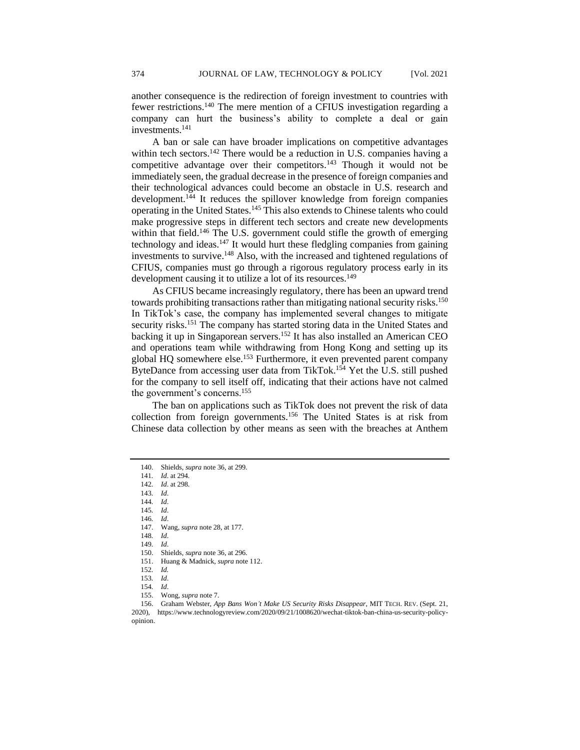another consequence is the redirection of foreign investment to countries with fewer restrictions.[140] The mere mention of a CFIUS investigation regarding a company can hurt the business's ability to complete a deal or gain investments.[141]

A ban or sale can have broader implications on competitive advantages within tech sectors.[142] There would be a reduction in U.S. companies having a competitive advantage over their competitors.[143] Though it would not be immediately seen, the gradual decrease in the presence of foreign companies and their technological advances could become an obstacle in U.S. research and development.[144] It reduces the spillover knowledge from foreign companies operating in the United States.[145] This also extends to Chinese talents who could make progressive steps in different tech sectors and create new developments within that field.[146] The U.S. government could stifle the growth of emerging technology and ideas.[147] It would hurt these fledgling companies from gaining investments to survive.[148] Also, with the increased and tightened regulations of CFIUS, companies must go through a rigorous regulatory process early in its development causing it to utilize a lot of its resources.[149]

As CFIUS became increasingly regulatory, there has been an upward trend towards prohibiting transactions rather than mitigating national security risks.[150] In TikTok's case, the company has implemented several changes to mitigate security risks.[151] The company has started storing data in the United States and backing it up in Singaporean servers.[152] It has also installed an American CEO and operations team while withdrawing from Hong Kong and setting up its global HQ somewhere else.[153] Furthermore, it even prevented parent company ByteDance from accessing user data from TikTok.[154] Yet the U.S. still pushed for the company to sell itself off, indicating that their actions have not calmed the government's concerns.[155]

The ban on applications such as TikTok does not prevent the risk of data collection from foreign governments.[156] The United States is at risk from Chinese data collection by other means as seen with the breaches at Anthem

---

140. Shields, *supra* note 36, at 299.
141. *Id*. at 294.
142. *Id*. at 298.
143. *Id*.
144. *Id*.
145. *Id*.
146. *Id*.
147. Wang, *supra* note 28, at 177.
148. *Id*.
149. *Id*.
150. Shields, *supra* note 36, at 296.
151. Huang & Madnick, *supra* note 112.
152. *Id.*
153. *Id*.
154. *Id*.
155. Wong, *supra* note 7.
156. Graham Webster, *App Bans Won't Make US Security Risks Disappear*, MIT TECH. REV. (Sept. 21, 2020), https://www.technologyreview.com/2020/09/21/1008620/wechat-tiktok-ban-china-us-security-policy-opinion.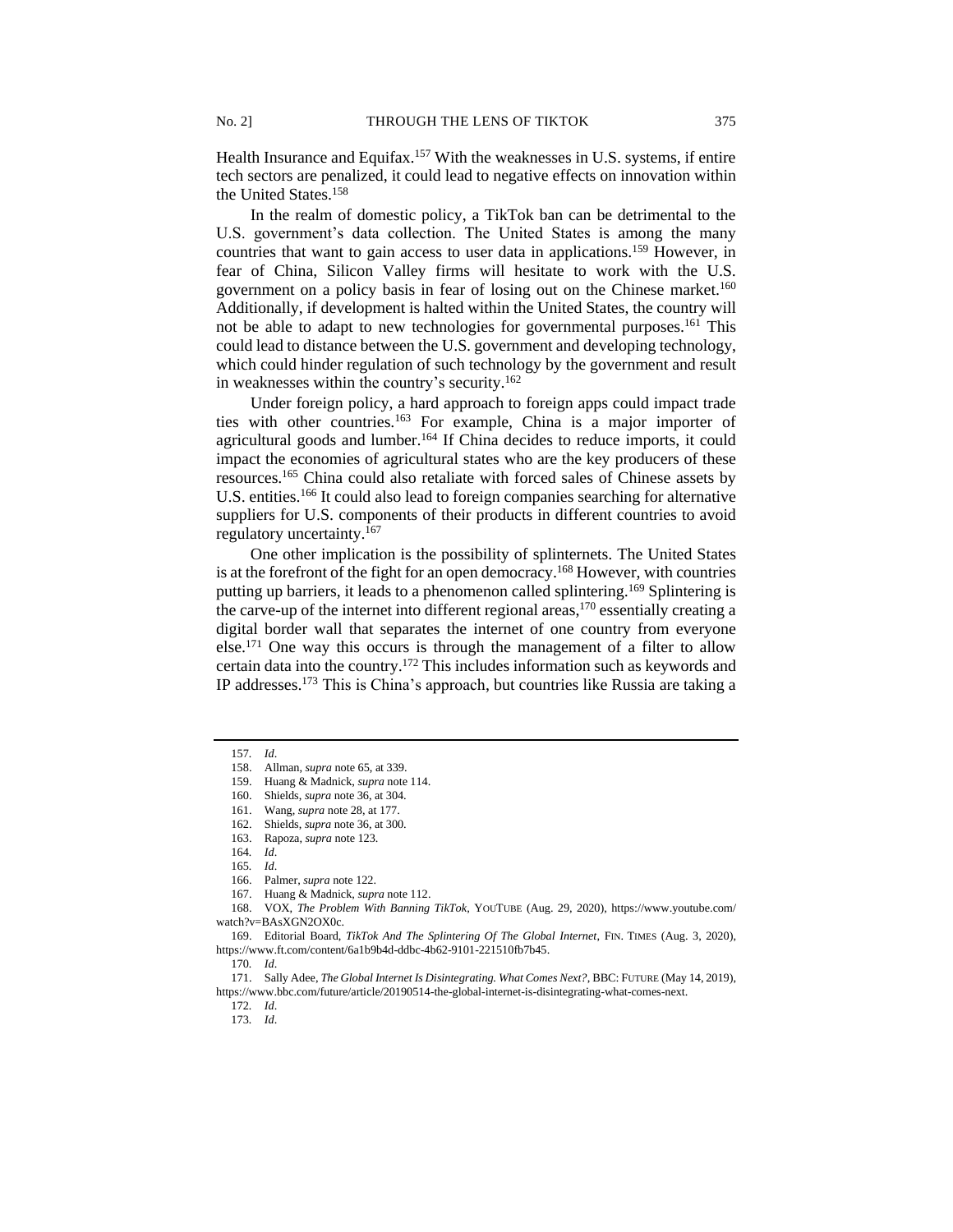Health Insurance and Equifax.[157] With the weaknesses in U.S. systems, if entire tech sectors are penalized, it could lead to negative effects on innovation within the United States.[158]

In the realm of domestic policy, a TikTok ban can be detrimental to the U.S. government's data collection. The United States is among the many countries that want to gain access to user data in applications.[159] However, in fear of China, Silicon Valley firms will hesitate to work with the U.S. government on a policy basis in fear of losing out on the Chinese market.[160] Additionally, if development is halted within the United States, the country will not be able to adapt to new technologies for governmental purposes.[161] This could lead to distance between the U.S. government and developing technology, which could hinder regulation of such technology by the government and result in weaknesses within the country's security.[162]

Under foreign policy, a hard approach to foreign apps could impact trade ties with other countries.[163] For example, China is a major importer of agricultural goods and lumber.[164] If China decides to reduce imports, it could impact the economies of agricultural states who are the key producers of these resources.[165] China could also retaliate with forced sales of Chinese assets by U.S. entities.[166] It could also lead to foreign companies searching for alternative suppliers for U.S. components of their products in different countries to avoid regulatory uncertainty.[167]

One other implication is the possibility of splinternets. The United States is at the forefront of the fight for an open democracy.[168] However, with countries putting up barriers, it leads to a phenomenon called splintering.[169] Splintering is the carve-up of the internet into different regional areas,[170] essentially creating a digital border wall that separates the internet of one country from everyone else.[171] One way this occurs is through the management of a filter to allow certain data into the country.[172] This includes information such as keywords and IP addresses.[173] This is China's approach, but countries like Russia are taking a

---

157. *Id*.

158. Allman, *supra* note 65, at 339.

159. Huang & Madnick, *supra* note 114.

160. Shields, *supra* note 36, at 304.

161. Wang, *supra* note 28, at 177.

162. Shields, *supra* note 36, at 300.

163. Rapoza, *supra* note 123.

164. *Id*.

165. *Id*.

166. Palmer, *supra* note 122.

167. Huang & Madnick, *supra* note 112.

168. VOX, *The Problem With Banning TikTok*, YOUTUBE (Aug. 29, 2020), https://www.youtube.com/watch?v=BAsXGN2OX0c.

169. Editorial Board, *TikTok And The Splintering Of The Global Internet*, FIN. TIMES (Aug. 3, 2020), https://www.ft.com/content/6a1b9b4d-ddbc-4b62-9101-221510fb7b45.

170. *Id*.

171. Sally Adee, *The Global Internet Is Disintegrating. What Comes Next?*, BBC: FUTURE (May 14, 2019), https://www.bbc.com/future/article/20190514-the-global-internet-is-disintegrating-what-comes-next.

172. *Id*.

173. *Id*.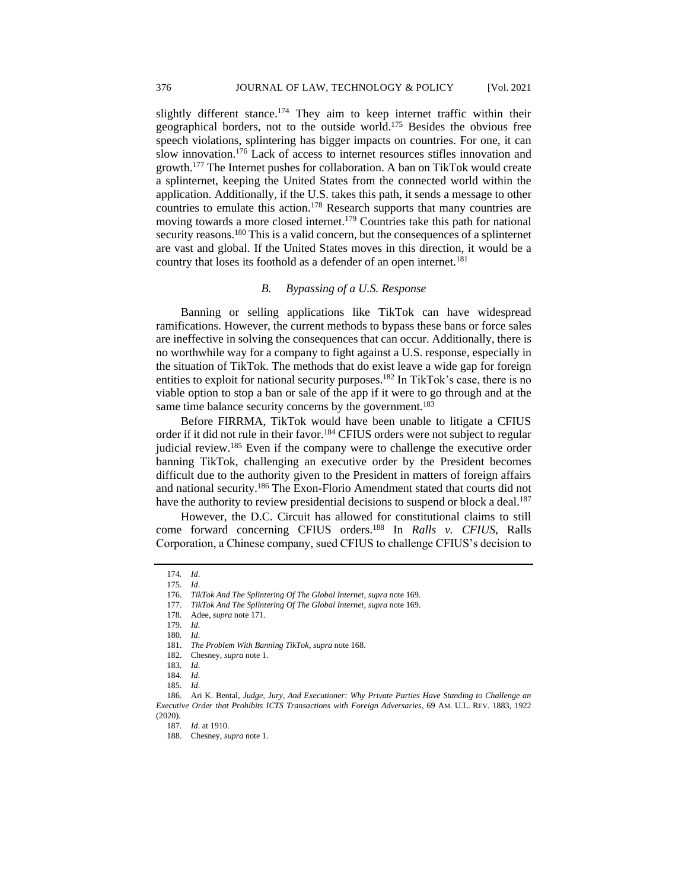slightly different stance.[174] They aim to keep internet traffic within their geographical borders, not to the outside world.[175] Besides the obvious free speech violations, splintering has bigger impacts on countries. For one, it can slow innovation.[176] Lack of access to internet resources stifles innovation and growth.[177] The Internet pushes for collaboration. A ban on TikTok would create a splinternet, keeping the United States from the connected world within the application. Additionally, if the U.S. takes this path, it sends a message to other countries to emulate this action.[178] Research supports that many countries are moving towards a more closed internet.[179] Countries take this path for national security reasons.[180] This is a valid concern, but the consequences of a splinternet are vast and global. If the United States moves in this direction, it would be a country that loses its foothold as a defender of an open internet.[181]

### *B. Bypassing of a U.S. Response*

Banning or selling applications like TikTok can have widespread ramifications. However, the current methods to bypass these bans or force sales are ineffective in solving the consequences that can occur. Additionally, there is no worthwhile way for a company to fight against a U.S. response, especially in the situation of TikTok. The methods that do exist leave a wide gap for foreign entities to exploit for national security purposes.[182] In TikTok's case, there is no viable option to stop a ban or sale of the app if it were to go through and at the same time balance security concerns by the government.[183]

Before FIRRMA, TikTok would have been unable to litigate a CFIUS order if it did not rule in their favor.[184] CFIUS orders were not subject to regular judicial review.[185] Even if the company were to challenge the executive order banning TikTok, challenging an executive order by the President becomes difficult due to the authority given to the President in matters of foreign affairs and national security.[186] The Exon-Florio Amendment stated that courts did not have the authority to review presidential decisions to suspend or block a deal.[187]

However, the D.C. Circuit has allowed for constitutional claims to still come forward concerning CFIUS orders.[188] In *Ralls v. CFIUS*, Ralls Corporation, a Chinese company, sued CFIUS to challenge CFIUS's decision to

---

174. *Id*.
175. *Id*.
176. *TikTok And The Splintering Of The Global Internet*, *supra* note 169.
177. *TikTok And The Splintering Of The Global Internet*, *supra* note 169.
178. Adee, *supra* note 171.
179. *Id*.
180. *Id*.
181. *The Problem With Banning TikTok*, *supra* note 168.
182. Chesney, *supra* note 1.
183. *Id*.
184. *Id*.
185. *Id*.
186. Ari K. Bental, *Judge, Jury, And Executioner: Why Private Parties Have Standing to Challenge an Executive Order that Prohibits ICTS Transactions with Foreign Adversaries*, 69 AM. U.L. REV. 1883, 1922 (2020).
187. *Id*. at 1910.
188. Chesney, *supra* note 1.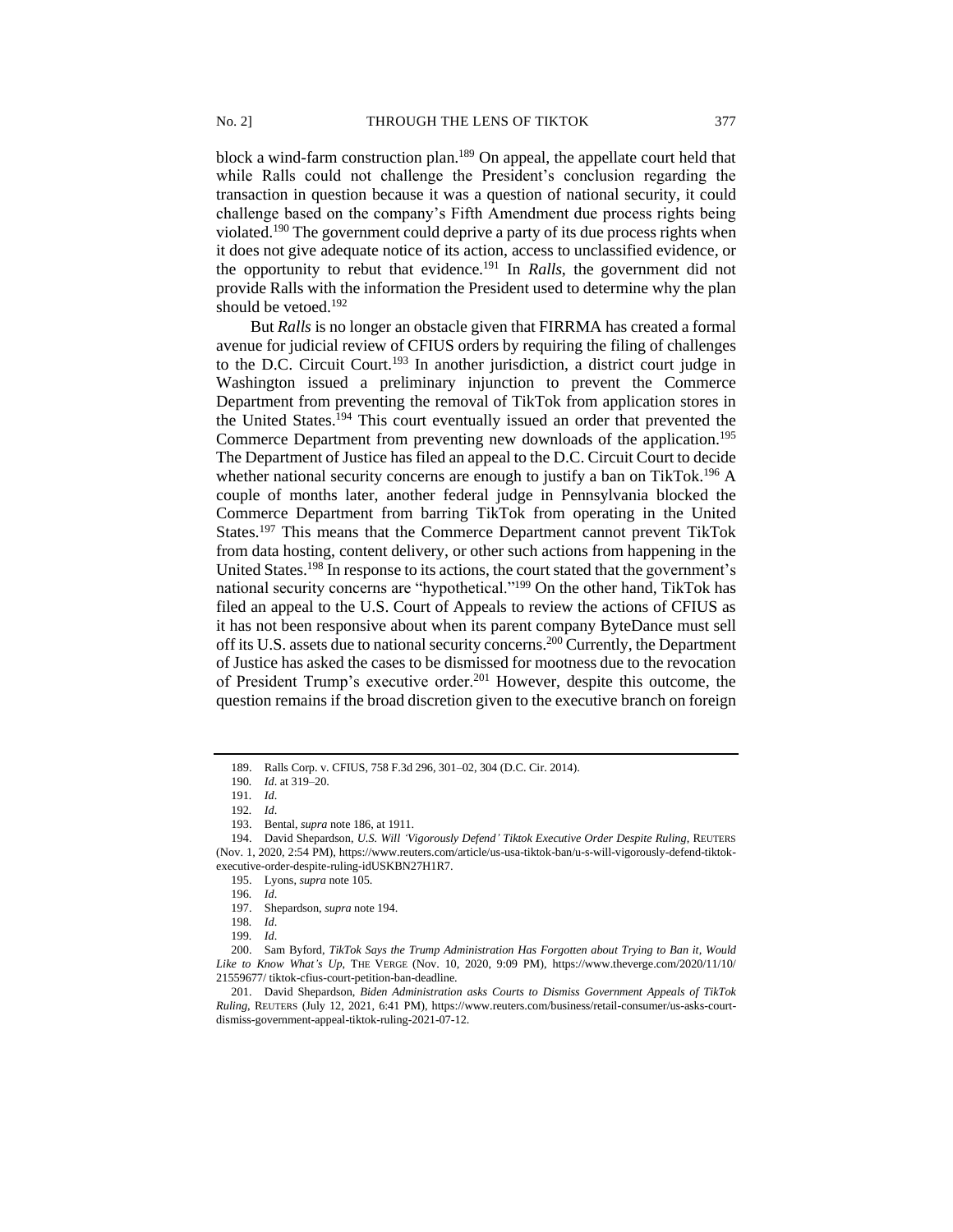block a wind-farm construction plan.[189] On appeal, the appellate court held that while Ralls could not challenge the President's conclusion regarding the transaction in question because it was a question of national security, it could challenge based on the company's Fifth Amendment due process rights being violated.[190] The government could deprive a party of its due process rights when it does not give adequate notice of its action, access to unclassified evidence, or the opportunity to rebut that evidence.[191] In *Ralls*, the government did not provide Ralls with the information the President used to determine why the plan should be vetoed.[192]

But *Ralls* is no longer an obstacle given that FIRRMA has created a formal avenue for judicial review of CFIUS orders by requiring the filing of challenges to the D.C. Circuit Court.[193] In another jurisdiction, a district court judge in Washington issued a preliminary injunction to prevent the Commerce Department from preventing the removal of TikTok from application stores in the United States.[194] This court eventually issued an order that prevented the Commerce Department from preventing new downloads of the application.[195] The Department of Justice has filed an appeal to the D.C. Circuit Court to decide whether national security concerns are enough to justify a ban on TikTok.[196] A couple of months later, another federal judge in Pennsylvania blocked the Commerce Department from barring TikTok from operating in the United States.[197] This means that the Commerce Department cannot prevent TikTok from data hosting, content delivery, or other such actions from happening in the United States.[198] In response to its actions, the court stated that the government's national security concerns are "hypothetical."[199] On the other hand, TikTok has filed an appeal to the U.S. Court of Appeals to review the actions of CFIUS as it has not been responsive about when its parent company ByteDance must sell off its U.S. assets due to national security concerns.[200] Currently, the Department of Justice has asked the cases to be dismissed for mootness due to the revocation of President Trump's executive order.[201] However, despite this outcome, the question remains if the broad discretion given to the executive branch on foreign

---

189. Ralls Corp. v. CFIUS, 758 F.3d 296, 301–02, 304 (D.C. Cir. 2014).

190. *Id*. at 319–20.

191. *Id*.

192. *Id*.

193. Bental, *supra* note 186, at 1911.

194. David Shepardson, *U.S. Will 'Vigorously Defend' Tiktok Executive Order Despite Ruling*, REUTERS (Nov. 1, 2020, 2:54 PM), https://www.reuters.com/article/us-usa-tiktok-ban/u-s-will-vigorously-defend-tiktok-executive-order-despite-ruling-idUSKBN27H1R7.

195. Lyons, *supra* note 105.

196. *Id*.

197. Shepardson, *supra* note 194.

198. *Id*.

199. *Id*.

200. Sam Byford, *TikTok Says the Trump Administration Has Forgotten about Trying to Ban it, Would Like to Know What's Up*, THE VERGE (Nov. 10, 2020, 9:09 PM), https://www.theverge.com/2020/11/10/21559677/ tiktok-cfius-court-petition-ban-deadline.

201. David Shepardson, *Biden Administration asks Courts to Dismiss Government Appeals of TikTok Ruling*, REUTERS (July 12, 2021, 6:41 PM), https://www.reuters.com/business/retail-consumer/us-asks-court-dismiss-government-appeal-tiktok-ruling-2021-07-12.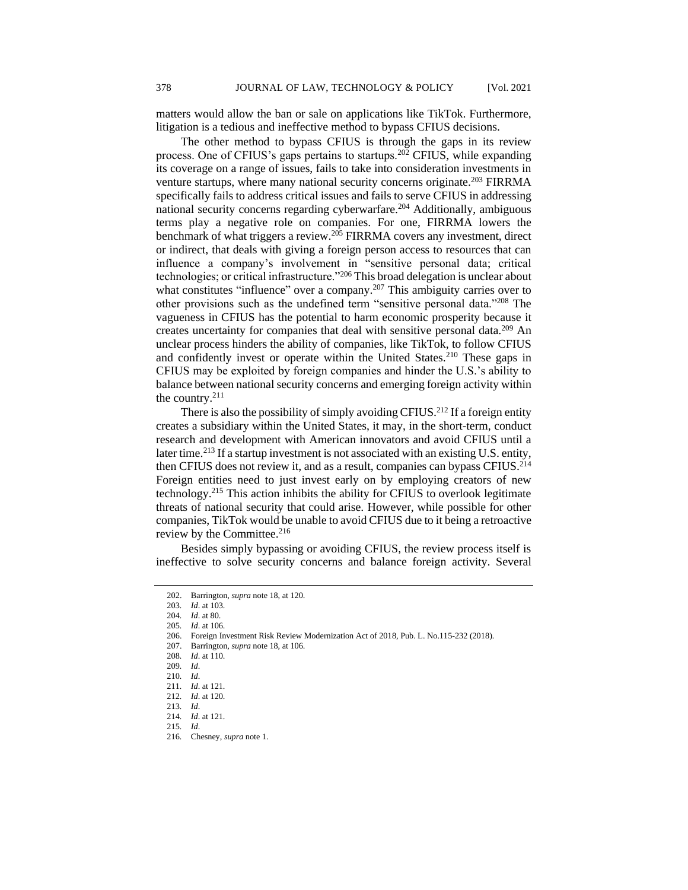matters would allow the ban or sale on applications like TikTok. Furthermore, litigation is a tedious and ineffective method to bypass CFIUS decisions.

The other method to bypass CFIUS is through the gaps in its review process. One of CFIUS's gaps pertains to startups.[202] CFIUS, while expanding its coverage on a range of issues, fails to take into consideration investments in venture startups, where many national security concerns originate.[203] FIRRMA specifically fails to address critical issues and fails to serve CFIUS in addressing national security concerns regarding cyberwarfare.[204] Additionally, ambiguous terms play a negative role on companies. For one, FIRRMA lowers the benchmark of what triggers a review.[205] FIRRMA covers any investment, direct or indirect, that deals with giving a foreign person access to resources that can influence a company's involvement in "sensitive personal data; critical technologies; or critical infrastructure."[206] This broad delegation is unclear about what constitutes "influence" over a company.[207] This ambiguity carries over to other provisions such as the undefined term "sensitive personal data."[208] The vagueness in CFIUS has the potential to harm economic prosperity because it creates uncertainty for companies that deal with sensitive personal data.[209] An unclear process hinders the ability of companies, like TikTok, to follow CFIUS and confidently invest or operate within the United States.[210] These gaps in CFIUS may be exploited by foreign companies and hinder the U.S.'s ability to balance between national security concerns and emerging foreign activity within the country.[211]

There is also the possibility of simply avoiding CFIUS.[212] If a foreign entity creates a subsidiary within the United States, it may, in the short-term, conduct research and development with American innovators and avoid CFIUS until a later time.[213] If a startup investment is not associated with an existing U.S. entity, then CFIUS does not review it, and as a result, companies can bypass CFIUS.[214] Foreign entities need to just invest early on by employing creators of new technology.[215] This action inhibits the ability for CFIUS to overlook legitimate threats of national security that could arise. However, while possible for other companies, TikTok would be unable to avoid CFIUS due to it being a retroactive review by the Committee.[216]

Besides simply bypassing or avoiding CFIUS, the review process itself is ineffective to solve security concerns and balance foreign activity. Several

---

202. Barrington, *supra* note 18, at 120.
203. *Id*. at 103.
204. *Id*. at 80.
205. *Id*. at 106.
206. Foreign Investment Risk Review Modernization Act of 2018, Pub. L. No.115-232 (2018).
207. Barrington, *supra* note 18, at 106.
208. *Id*. at 110.
209. *Id*.
210. *Id*.
211. *Id*. at 121.
212. *Id*. at 120.
213. *Id*.
214. *Id*. at 121.
215. *Id*.
216. Chesney, *supra* note 1.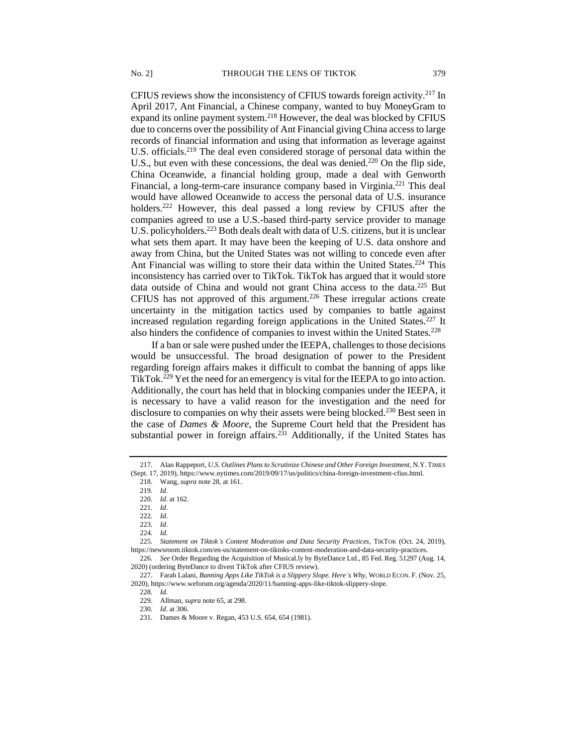CFIUS reviews show the inconsistency of CFIUS towards foreign activity.[217] In April 2017, Ant Financial, a Chinese company, wanted to buy MoneyGram to expand its online payment system.[218] However, the deal was blocked by CFIUS due to concerns over the possibility of Ant Financial giving China access to large records of financial information and using that information as leverage against U.S. officials.[219] The deal even considered storage of personal data within the U.S., but even with these concessions, the deal was denied.[220] On the flip side, China Oceanwide, a financial holding group, made a deal with Genworth Financial, a long-term-care insurance company based in Virginia.[221] This deal would have allowed Oceanwide to access the personal data of U.S. insurance holders.[222] However, this deal passed a long review by CFIUS after the companies agreed to use a U.S.-based third-party service provider to manage U.S. policyholders.[223] Both deals dealt with data of U.S. citizens, but it is unclear what sets them apart. It may have been the keeping of U.S. data onshore and away from China, but the United States was not willing to concede even after Ant Financial was willing to store their data within the United States.[224] This inconsistency has carried over to TikTok. TikTok has argued that it would store data outside of China and would not grant China access to the data.[225] But CFIUS has not approved of this argument.[226] These irregular actions create uncertainty in the mitigation tactics used by companies to battle against increased regulation regarding foreign applications in the United States.[227] It also hinders the confidence of companies to invest within the United States.[228]

If a ban or sale were pushed under the IEEPA, challenges to those decisions would be unsuccessful. The broad designation of power to the President regarding foreign affairs makes it difficult to combat the banning of apps like TikTok.[229] Yet the need for an emergency is vital for the IEEPA to go into action. Additionally, the court has held that in blocking companies under the IEEPA, it is necessary to have a valid reason for the investigation and the need for disclosure to companies on why their assets were being blocked.[230] Best seen in the case of *Dames & Moore*, the Supreme Court held that the President has substantial power in foreign affairs.[231] Additionally, if the United States has

---

217. Alan Rappeport, *U.S. Outlines Plans to Scrutinize Chinese and Other Foreign Investment*, N.Y. TIMES (Sept. 17, 2019), https://www.nytimes.com/2019/09/17/us/politics/china-foreign-investment-cfius.html.

218. Wang, *supra* note 28, at 161.

219. *Id*.

220. *Id*. at 162.

221. *Id*.

222. *Id*.

223. *Id*.

224. *Id.*

225. *Statement on Tiktok's Content Moderation and Data Security Practices*, TIKTOK (Oct. 24, 2019), https://newsroom.tiktok.com/en-us/statement-on-tiktoks-content-moderation-and-data-security-practices.

226. *See* Order Regarding the Acquisition of Musical.ly by ByteDance Ltd., 85 Fed. Reg. 51297 (Aug. 14, 2020) (ordering ByteDance to divest TikTok after CFIUS review).

227. Farah Lalani, *Banning Apps Like TikTok is a Slippery Slope. Here's Why*, WORLD ECON. F. (Nov. 25, 2020), https://www.weforum.org/agenda/2020/11/banning-apps-like-tiktok-slippery-slope.

228. *Id.*

229. Allman, *supra* note 65, at 298.

230. *Id*. at 306.

231. Dames & Moore v. Regan, 453 U.S. 654, 654 (1981).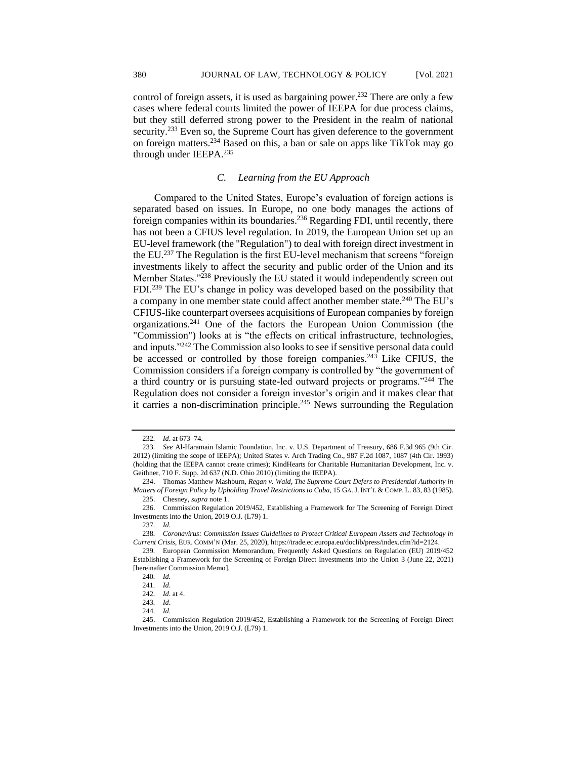control of foreign assets, it is used as bargaining power.[232] There are only a few cases where federal courts limited the power of IEEPA for due process claims, but they still deferred strong power to the President in the realm of national security.[233] Even so, the Supreme Court has given deference to the government on foreign matters.[234] Based on this, a ban or sale on apps like TikTok may go through under IEEPA.[235]

### *C. Learning from the EU Approach*

Compared to the United States, Europe's evaluation of foreign actions is separated based on issues. In Europe, no one body manages the actions of foreign companies within its boundaries.[236] Regarding FDI, until recently, there has not been a CFIUS level regulation. In 2019, the European Union set up an EU-level framework (the "Regulation") to deal with foreign direct investment in the EU.[237] The Regulation is the first EU-level mechanism that screens "foreign investments likely to affect the security and public order of the Union and its Member States."[238] Previously the EU stated it would independently screen out FDI.[239] The EU's change in policy was developed based on the possibility that a company in one member state could affect another member state.[240] The EU's CFIUS-like counterpart oversees acquisitions of European companies by foreign organizations.[241] One of the factors the European Union Commission (the "Commission") looks at is "the effects on critical infrastructure, technologies, and inputs."[242] The Commission also looks to see if sensitive personal data could be accessed or controlled by those foreign companies.[243] Like CFIUS, the Commission considers if a foreign company is controlled by "the government of a third country or is pursuing state-led outward projects or programs."[244] The Regulation does not consider a foreign investor's origin and it makes clear that it carries a non-discrimination principle.[245] News surrounding the Regulation

---

232. *Id*. at 673–74.

233. *See* Al-Haramain Islamic Foundation, Inc. v. U.S. Department of Treasury, 686 F.3d 965 (9th Cir. 2012) (limiting the scope of IEEPA); United States v. Arch Trading Co., 987 F.2d 1087, 1087 (4th Cir. 1993) (holding that the IEEPA cannot create crimes); KindHearts for Charitable Humanitarian Development, Inc. v. Geithner, 710 F. Supp. 2d 637 (N.D. Ohio 2010) (limiting the IEEPA).

234. Thomas Matthew Mashburn, *Regan v. Wald, The Supreme Court Defers to Presidential Authority in Matters of Foreign Policy by Upholding Travel Restrictions to Cuba*, 15 GA. J. INT'L & COMP. L. 83, 83 (1985).

235. Chesney, *supra* note 1.

236. Commission Regulation 2019/452, Establishing a Framework for The Screening of Foreign Direct Investments into the Union, 2019 O.J. (L79) 1.

237. *Id.*

238. *Coronavirus: Commission Issues Guidelines to Protect Critical European Assets and Technology in Current Crisis*, EUR. COMM'N (Mar. 25, 2020), https://trade.ec.europa.eu/doclib/press/index.cfm?id=2124.

239. European Commission Memorandum, Frequently Asked Questions on Regulation (EU) 2019/452 Establishing a Framework for the Screening of Foreign Direct Investments into the Union 3 (June 22, 2021) [hereinafter Commission Memo].

240. *Id.*

241. *Id*.

242. *Id*. at 4.

243. *Id*.

244. *Id*.

245. Commission Regulation 2019/452, Establishing a Framework for the Screening of Foreign Direct Investments into the Union, 2019 O.J. (L79) 1.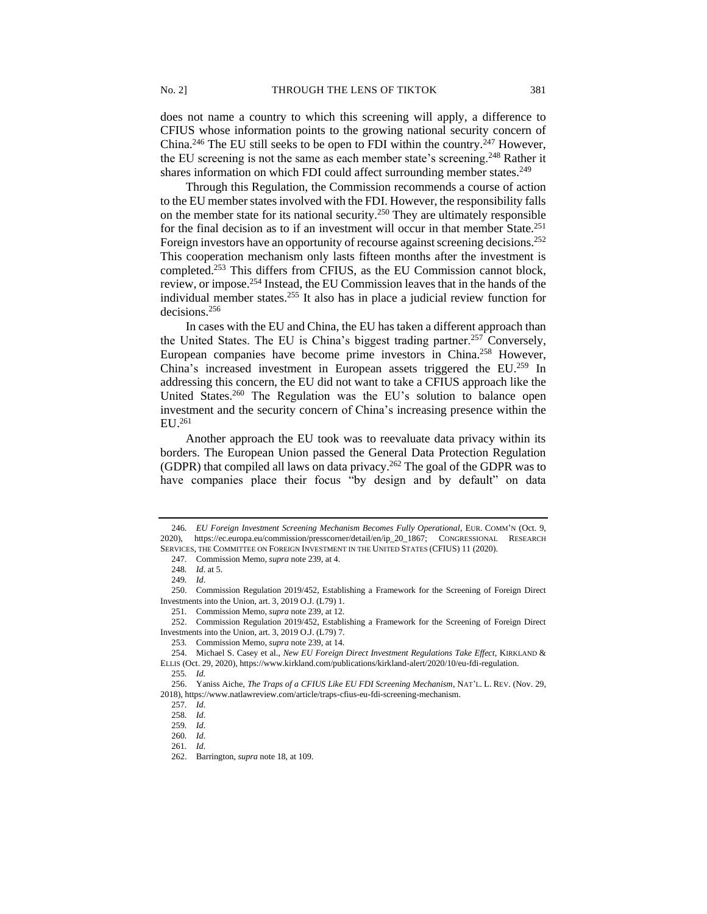does not name a country to which this screening will apply, a difference to CFIUS whose information points to the growing national security concern of China.[246] The EU still seeks to be open to FDI within the country.[247] However, the EU screening is not the same as each member state's screening.[248] Rather it shares information on which FDI could affect surrounding member states.[249]

Through this Regulation, the Commission recommends a course of action to the EU member states involved with the FDI. However, the responsibility falls on the member state for its national security.[250] They are ultimately responsible for the final decision as to if an investment will occur in that member State.[251] Foreign investors have an opportunity of recourse against screening decisions.[252] This cooperation mechanism only lasts fifteen months after the investment is completed.[253] This differs from CFIUS, as the EU Commission cannot block, review, or impose.[254] Instead, the EU Commission leaves that in the hands of the individual member states.[255] It also has in place a judicial review function for decisions.[256]

In cases with the EU and China, the EU has taken a different approach than the United States. The EU is China's biggest trading partner.[257] Conversely, European companies have become prime investors in China.[258] However, China's increased investment in European assets triggered the EU.[259] In addressing this concern, the EU did not want to take a CFIUS approach like the United States.[260] The Regulation was the EU's solution to balance open investment and the security concern of China's increasing presence within the EU.[261]

Another approach the EU took was to reevaluate data privacy within its borders. The European Union passed the General Data Protection Regulation (GDPR) that compiled all laws on data privacy.[262] The goal of the GDPR was to have companies place their focus "by design and by default" on data

---

246. *EU Foreign Investment Screening Mechanism Becomes Fully Operational*, EUR. COMM'N (Oct. 9, 2020), https://ec.europa.eu/commission/presscorner/detail/en/ip_20_1867; CONGRESSIONAL RESEARCH SERVICES, THE COMMITTEE ON FOREIGN INVESTMENT IN THE UNITED STATES (CFIUS) 11 (2020).

247. Commission Memo, *supra* note 239, at 4.

248. *Id*. at 5.

249. *Id*.

250. Commission Regulation 2019/452, Establishing a Framework for the Screening of Foreign Direct Investments into the Union, art. 3, 2019 O.J. (L79) 1.

251. Commission Memo, *supra* note 239, at 12.

252. Commission Regulation 2019/452, Establishing a Framework for the Screening of Foreign Direct Investments into the Union, art. 3, 2019 O.J. (L79) 7.

253. Commission Memo, *supra* note 239, at 14.

254. Michael S. Casey et al., *New EU Foreign Direct Investment Regulations Take Effect*, KIRKLAND & ELLIS (Oct. 29, 2020), https://www.kirkland.com/publications/kirkland-alert/2020/10/eu-fdi-regulation.

255. *Id.*

256. Yaniss Aiche, *The Traps of a CFIUS Like EU FDI Screening Mechanism*, NAT'L. L. REV. (Nov. 29, 2018), https://www.natlawreview.com/article/traps-cfius-eu-fdi-screening-mechanism.

257. *Id*.

258. *Id*.

259. *Id*.

260. *Id*.

261. *Id*.

262. Barrington, *supra* note 18, at 109.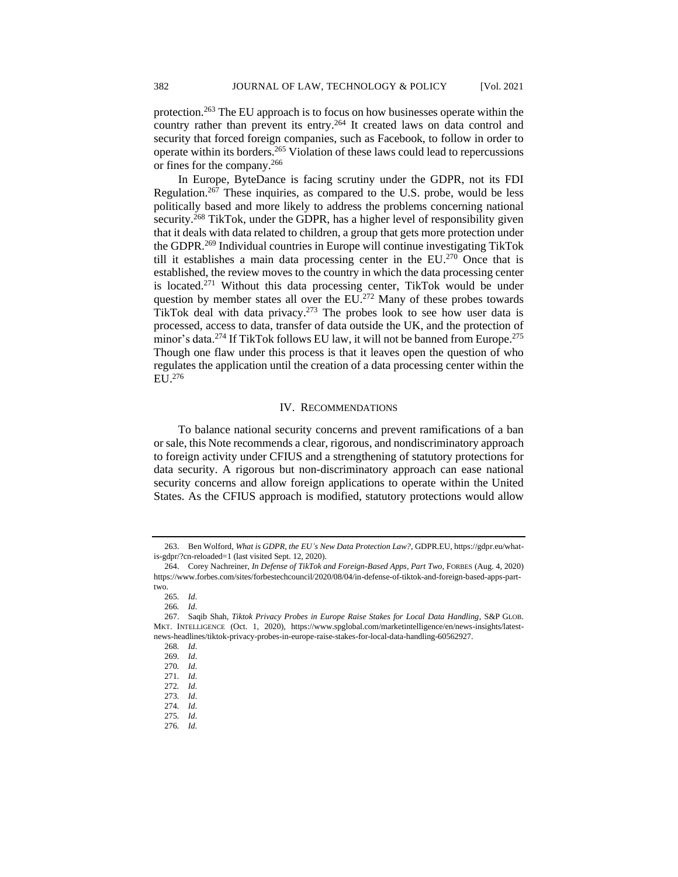protection.[263] The EU approach is to focus on how businesses operate within the country rather than prevent its entry.[264] It created laws on data control and security that forced foreign companies, such as Facebook, to follow in order to operate within its borders.[265] Violation of these laws could lead to repercussions or fines for the company.[266]

In Europe, ByteDance is facing scrutiny under the GDPR, not its FDI Regulation.[267] These inquiries, as compared to the U.S. probe, would be less politically based and more likely to address the problems concerning national security.[268] TikTok, under the GDPR, has a higher level of responsibility given that it deals with data related to children, a group that gets more protection under the GDPR.[269] Individual countries in Europe will continue investigating TikTok till it establishes a main data processing center in the EU.[270] Once that is established, the review moves to the country in which the data processing center is located.[271] Without this data processing center, TikTok would be under question by member states all over the EU.[272] Many of these probes towards TikTok deal with data privacy.[273] The probes look to see how user data is processed, access to data, transfer of data outside the UK, and the protection of minor's data.[274] If TikTok follows EU law, it will not be banned from Europe.[275] Though one flaw under this process is that it leaves open the question of who regulates the application until the creation of a data processing center within the EU.[276]

## IV. Recommendations

To balance national security concerns and prevent ramifications of a ban or sale, this Note recommends a clear, rigorous, and nondiscriminatory approach to foreign activity under CFIUS and a strengthening of statutory protections for data security. A rigorous but non-discriminatory approach can ease national security concerns and allow foreign applications to operate within the United States. As the CFIUS approach is modified, statutory protections would allow

---

263. Ben Wolford, *What is GDPR, the EU's New Data Protection Law?*, GDPR.EU, https://gdpr.eu/what-is-gdpr/?cn-reloaded=1 (last visited Sept. 12, 2020).

264. Corey Nachreiner, *In Defense of TikTok and Foreign-Based Apps, Part Two*, FORBES (Aug. 4, 2020) https://www.forbes.com/sites/forbestechcouncil/2020/08/04/in-defense-of-tiktok-and-foreign-based-apps-part-two.

265. *Id*.

266. *Id*.

267. Saqib Shah, *Tiktok Privacy Probes in Europe Raise Stakes for Local Data Handling*, S&P GLOB. MKT. INTELLIGENCE (Oct. 1, 2020), https://www.spglobal.com/marketintelligence/en/news-insights/latest-news-headlines/tiktok-privacy-probes-in-europe-raise-stakes-for-local-data-handling-60562927.

268. *Id*.

269. *Id*.

270. *Id*.

271. *Id*.

272. *Id*.

273. *Id*.

274. *Id*.

275. *Id*.

276. *Id*.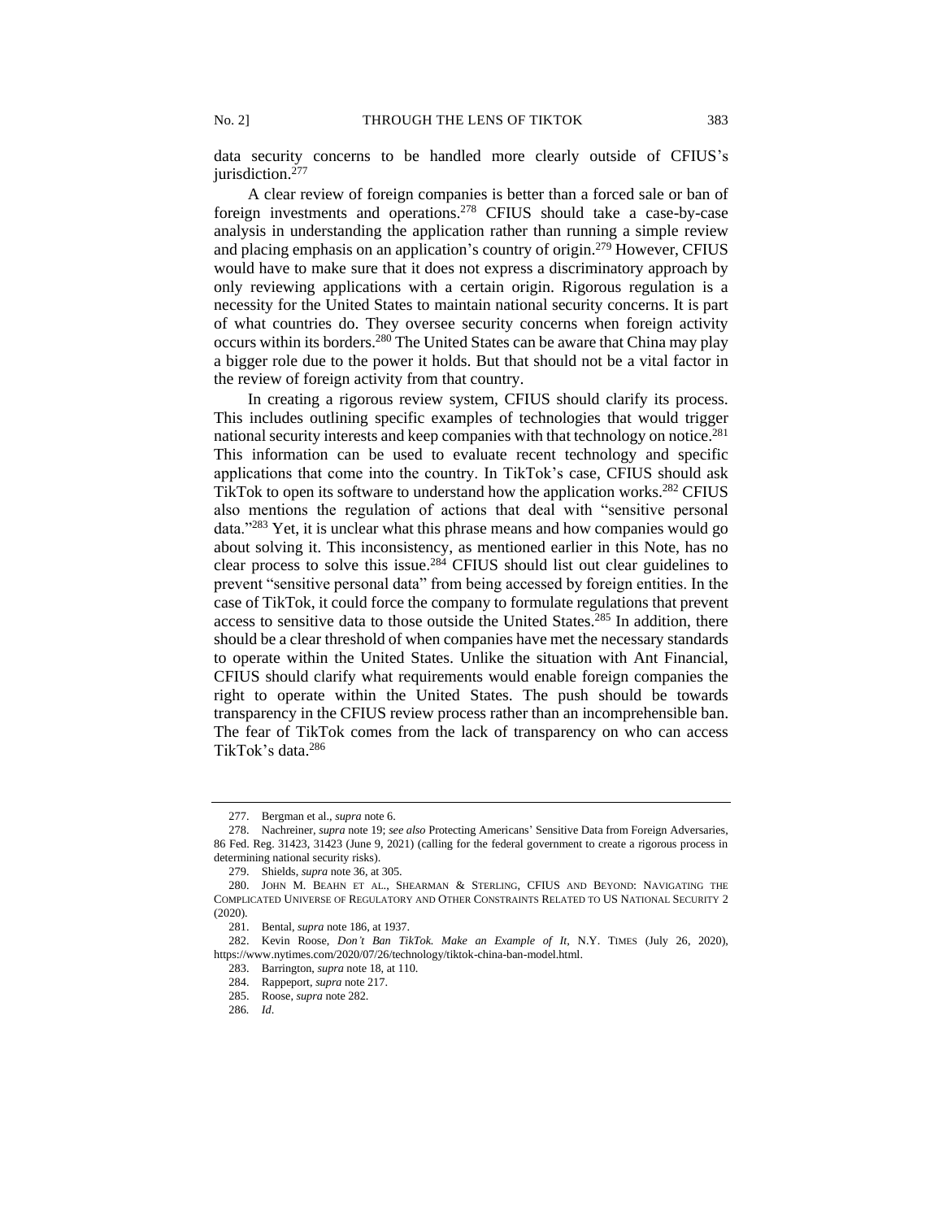data security concerns to be handled more clearly outside of CFIUS's jurisdiction.[277]

A clear review of foreign companies is better than a forced sale or ban of foreign investments and operations.[278] CFIUS should take a case-by-case analysis in understanding the application rather than running a simple review and placing emphasis on an application's country of origin.[279] However, CFIUS would have to make sure that it does not express a discriminatory approach by only reviewing applications with a certain origin. Rigorous regulation is a necessity for the United States to maintain national security concerns. It is part of what countries do. They oversee security concerns when foreign activity occurs within its borders.[280] The United States can be aware that China may play a bigger role due to the power it holds. But that should not be a vital factor in the review of foreign activity from that country.

In creating a rigorous review system, CFIUS should clarify its process. This includes outlining specific examples of technologies that would trigger national security interests and keep companies with that technology on notice.[281] This information can be used to evaluate recent technology and specific applications that come into the country. In TikTok's case, CFIUS should ask TikTok to open its software to understand how the application works.[282] CFIUS also mentions the regulation of actions that deal with "sensitive personal data."[283] Yet, it is unclear what this phrase means and how companies would go about solving it. This inconsistency, as mentioned earlier in this Note, has no clear process to solve this issue.[284] CFIUS should list out clear guidelines to prevent "sensitive personal data" from being accessed by foreign entities. In the case of TikTok, it could force the company to formulate regulations that prevent access to sensitive data to those outside the United States.[285] In addition, there should be a clear threshold of when companies have met the necessary standards to operate within the United States. Unlike the situation with Ant Financial, CFIUS should clarify what requirements would enable foreign companies the right to operate within the United States. The push should be towards transparency in the CFIUS review process rather than an incomprehensible ban. The fear of TikTok comes from the lack of transparency on who can access TikTok's data.[286]

---

277. Bergman et al., *supra* note 6.

278. Nachreiner, *supra* note 19; *see also* Protecting Americans' Sensitive Data from Foreign Adversaries, 86 Fed. Reg. 31423, 31423 (June 9, 2021) (calling for the federal government to create a rigorous process in determining national security risks).

279. Shields, *supra* note 36, at 305.

280. JOHN M. BEAHN ET AL., SHEARMAN & STERLING, CFIUS AND BEYOND: NAVIGATING THE COMPLICATED UNIVERSE OF REGULATORY AND OTHER CONSTRAINTS RELATED TO US NATIONAL SECURITY 2 (2020).

281. Bental, *supra* note 186, at 1937.

282. Kevin Roose, *Don't Ban TikTok. Make an Example of It*, N.Y. TIMES (July 26, 2020), https://www.nytimes.com/2020/07/26/technology/tiktok-china-ban-model.html.

283. Barrington, *supra* note 18, at 110.

284. Rappeport, *supra* note 217.

285. Roose, *supra* note 282.

286. *Id*.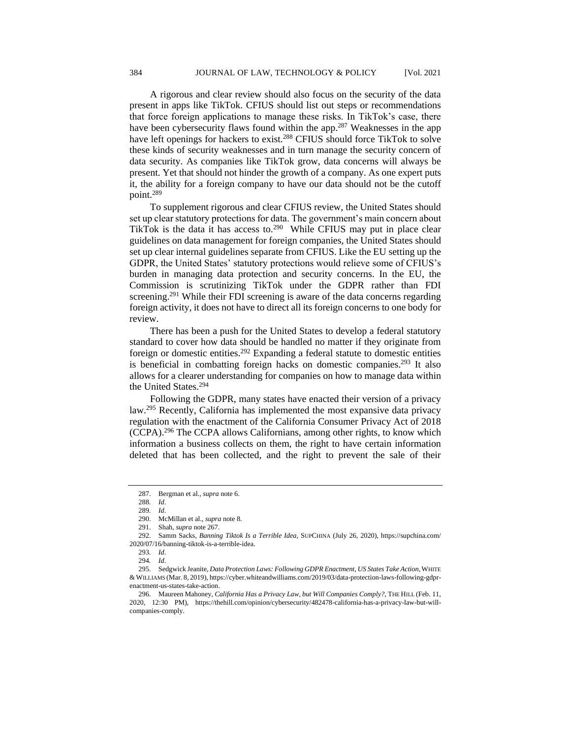A rigorous and clear review should also focus on the security of the data present in apps like TikTok. CFIUS should list out steps or recommendations that force foreign applications to manage these risks. In TikTok's case, there have been cybersecurity flaws found within the app.[287] Weaknesses in the app have left openings for hackers to exist.[288] CFIUS should force TikTok to solve these kinds of security weaknesses and in turn manage the security concern of data security. As companies like TikTok grow, data concerns will always be present. Yet that should not hinder the growth of a company. As one expert puts it, the ability for a foreign company to have our data should not be the cutoff point.[289]

To supplement rigorous and clear CFIUS review, the United States should set up clear statutory protections for data. The government's main concern about TikTok is the data it has access to.[290] While CFIUS may put in place clear guidelines on data management for foreign companies, the United States should set up clear internal guidelines separate from CFIUS. Like the EU setting up the GDPR, the United States' statutory protections would relieve some of CFIUS's burden in managing data protection and security concerns. In the EU, the Commission is scrutinizing TikTok under the GDPR rather than FDI screening.[291] While their FDI screening is aware of the data concerns regarding foreign activity, it does not have to direct all its foreign concerns to one body for review.

There has been a push for the United States to develop a federal statutory standard to cover how data should be handled no matter if they originate from foreign or domestic entities.[292] Expanding a federal statute to domestic entities is beneficial in combatting foreign hacks on domestic companies.[293] It also allows for a clearer understanding for companies on how to manage data within the United States.[294]

Following the GDPR, many states have enacted their version of a privacy law.[295] Recently, California has implemented the most expansive data privacy regulation with the enactment of the California Consumer Privacy Act of 2018 (CCPA).[296] The CCPA allows Californians, among other rights, to know which information a business collects on them, the right to have certain information deleted that has been collected, and the right to prevent the sale of their

---

287. Bergman et al., *supra* note 6.

288. *Id*.

289. *Id*.

290. McMillan et al., *supra* note 8.

291. Shah, *supra* note 267.

292. Samm Sacks, *Banning Tiktok Is a Terrible Idea*, SUPCHINA (July 26, 2020), https://supchina.com/2020/07/16/banning-tiktok-is-a-terrible-idea.

293. *Id*.

294. *Id*.

295. Sedgwick Jeanite, *Data Protection Laws: Following GDPR Enactment, US States Take Action*, WHITE & WILLIAMS (Mar. 8, 2019), https://cyber.whiteandwilliams.com/2019/03/data-protection-laws-following-gdpr-enactment-us-states-take-action.

296. Maureen Mahoney, *California Has a Privacy Law, but Will Companies Comply?*, THE HILL (Feb. 11, 2020, 12:30 PM), https://thehill.com/opinion/cybersecurity/482478-california-has-a-privacy-law-but-will-companies-comply.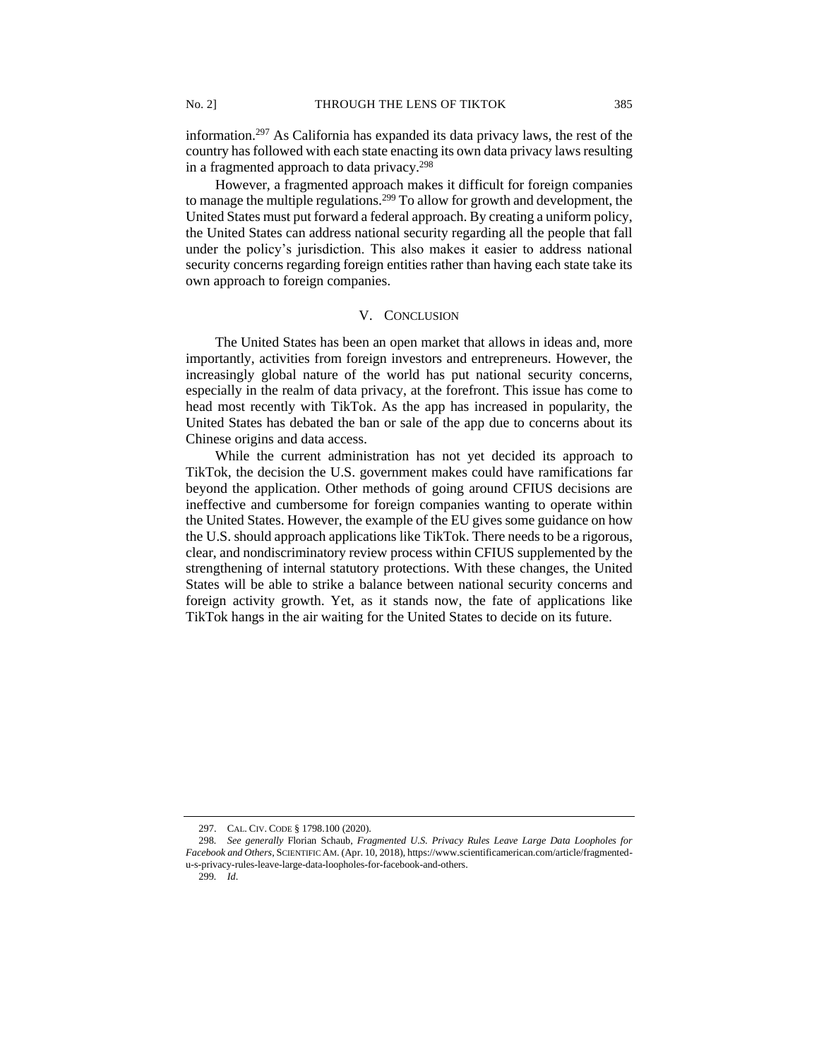information.[297] As California has expanded its data privacy laws, the rest of the country has followed with each state enacting its own data privacy laws resulting in a fragmented approach to data privacy.[298]

However, a fragmented approach makes it difficult for foreign companies to manage the multiple regulations.[299] To allow for growth and development, the United States must put forward a federal approach. By creating a uniform policy, the United States can address national security regarding all the people that fall under the policy's jurisdiction. This also makes it easier to address national security concerns regarding foreign entities rather than having each state take its own approach to foreign companies.

## V. CONCLUSION

The United States has been an open market that allows in ideas and, more importantly, activities from foreign investors and entrepreneurs. However, the increasingly global nature of the world has put national security concerns, especially in the realm of data privacy, at the forefront. This issue has come to head most recently with TikTok. As the app has increased in popularity, the United States has debated the ban or sale of the app due to concerns about its Chinese origins and data access.

While the current administration has not yet decided its approach to TikTok, the decision the U.S. government makes could have ramifications far beyond the application. Other methods of going around CFIUS decisions are ineffective and cumbersome for foreign companies wanting to operate within the United States. However, the example of the EU gives some guidance on how the U.S. should approach applications like TikTok. There needs to be a rigorous, clear, and nondiscriminatory review process within CFIUS supplemented by the strengthening of internal statutory protections. With these changes, the United States will be able to strike a balance between national security concerns and foreign activity growth. Yet, as it stands now, the fate of applications like TikTok hangs in the air waiting for the United States to decide on its future.

---

297. CAL. CIV. CODE § 1798.100 (2020).

298. *See generally* Florian Schaub, *Fragmented U.S. Privacy Rules Leave Large Data Loopholes for Facebook and Others*, SCIENTIFIC AM. (Apr. 10, 2018), https://www.scientificamerican.com/article/fragmented-u-s-privacy-rules-leave-large-data-loopholes-for-facebook-and-others.

299. *Id*.